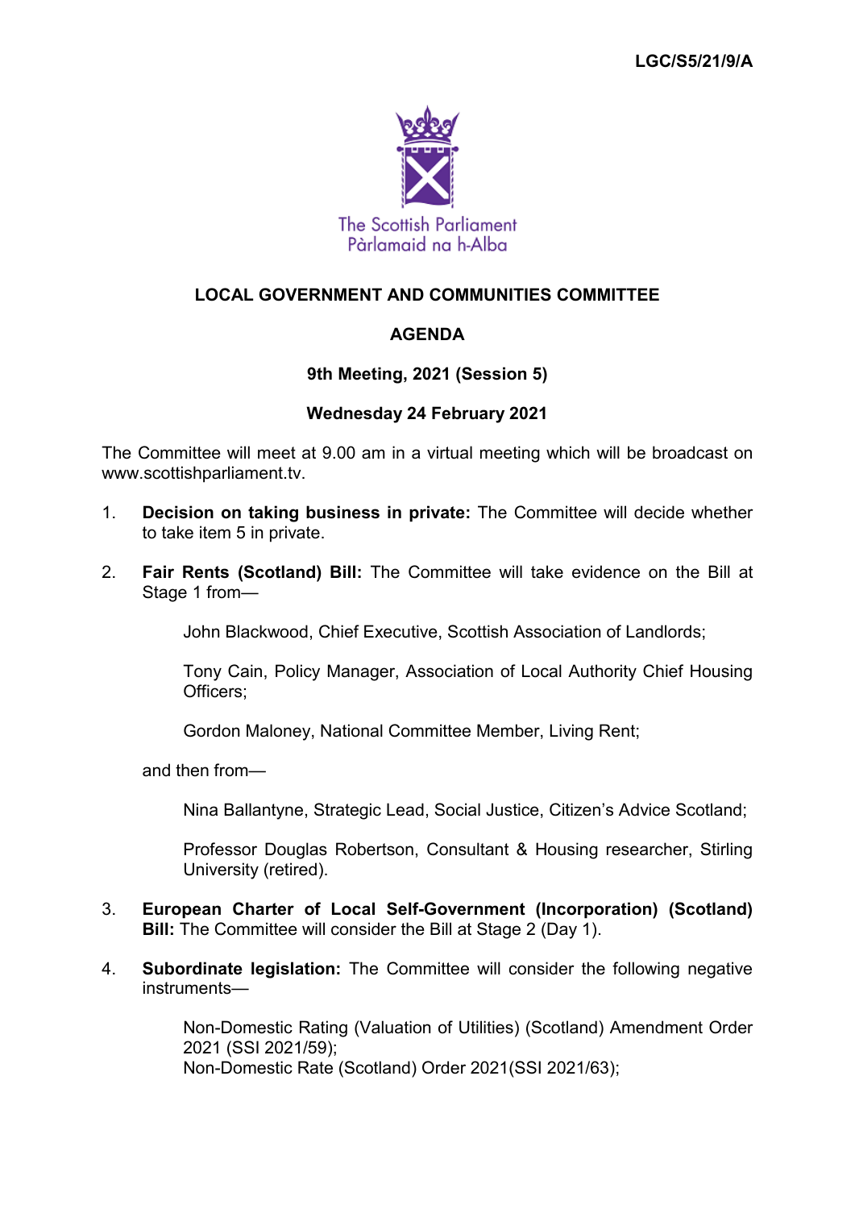LGC/S5/21/9/A

The Scottish Parliament
Pàrlamaid na h-Alba

# LOCAL GOVERNMENT AND COMMUNITIES COMMITTEE

## AGENDA

### 9th Meeting, 2021 (Session 5)

### Wednesday 24 February 2021

The Committee will meet at 9.00 am in a virtual meeting which will be broadcast on www.scottishparliament.tv.

1. **Decision on taking business in private:** The Committee will decide whether to take item 5 in private.

2. **Fair Rents (Scotland) Bill:** The Committee will take evidence on the Bill at Stage 1 from—

   John Blackwood, Chief Executive, Scottish Association of Landlords;

   Tony Cain, Policy Manager, Association of Local Authority Chief Housing Officers;

   Gordon Maloney, National Committee Member, Living Rent;

   and then from—

   Nina Ballantyne, Strategic Lead, Social Justice, Citizen's Advice Scotland;

   Professor Douglas Robertson, Consultant & Housing researcher, Stirling University (retired).

3. **European Charter of Local Self-Government (Incorporation) (Scotland) Bill:** The Committee will consider the Bill at Stage 2 (Day 1).

4. **Subordinate legislation:** The Committee will consider the following negative instruments—

   Non-Domestic Rating (Valuation of Utilities) (Scotland) Amendment Order 2021 (SSI 2021/59);
   Non-Domestic Rate (Scotland) Order 2021(SSI 2021/63);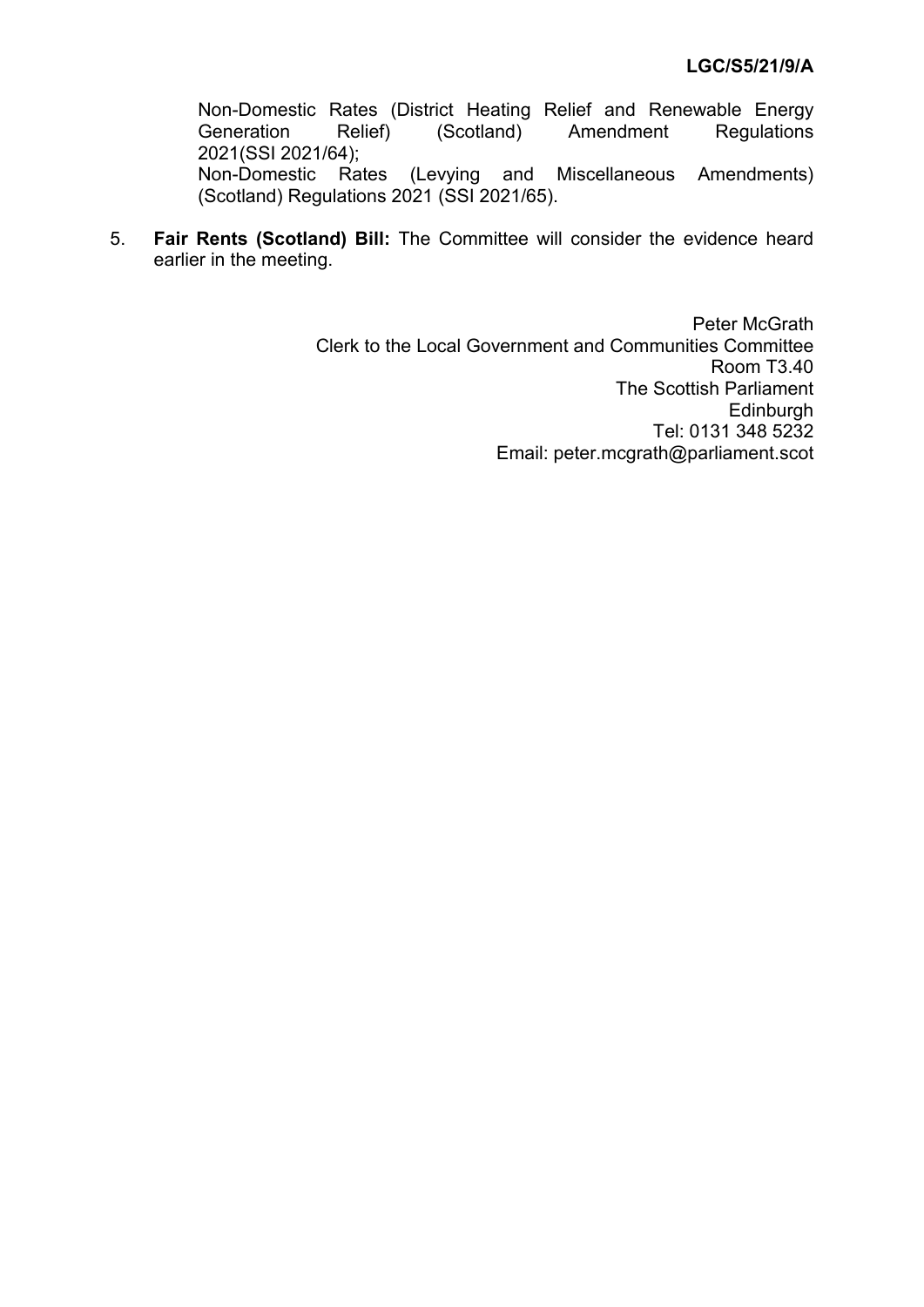Non-Domestic Rates (District Heating Relief and Renewable Energy Generation Relief) (Scotland) Amendment Regulations 2021(SSI 2021/64);

Non-Domestic Rates (Levying and Miscellaneous Amendments) (Scotland) Regulations 2021 (SSI 2021/65).

5. **Fair Rents (Scotland) Bill:** The Committee will consider the evidence heard earlier in the meeting.

Peter McGrath  
Clerk to the Local Government and Communities Committee  
Room T3.40  
The Scottish Parliament  
Edinburgh  
Tel: 0131 348 5232  
Email: peter.mcgrath@parliament.scot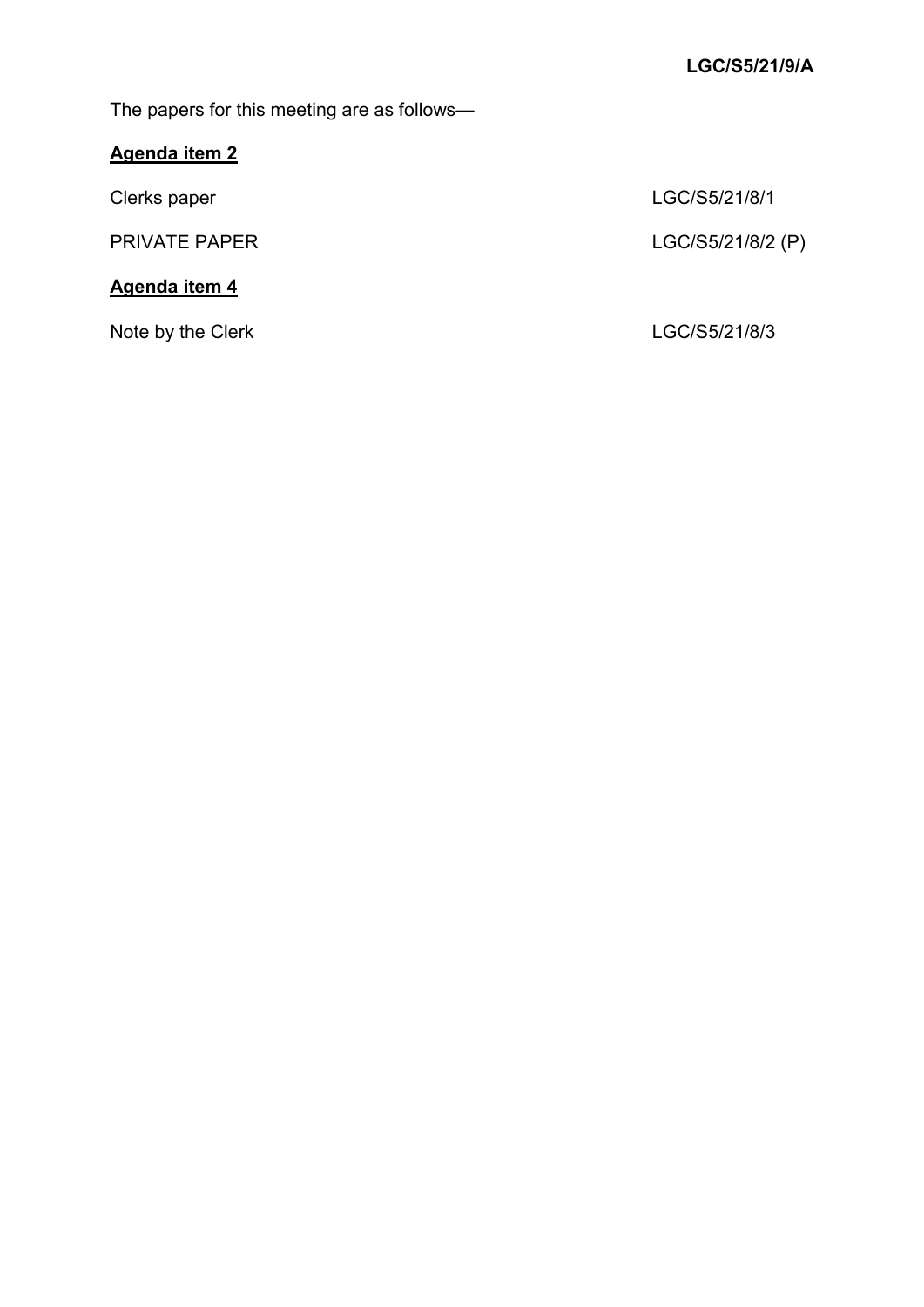**LGC/S5/21/9/A**

The papers for this meeting are as follows—

**<u>Agenda item 2</u>**

| | |
|---|---|
| Clerks paper | LGC/S5/21/8/1 |
| PRIVATE PAPER | LGC/S5/21/8/2 (P) |

**<u>Agenda item 4</u>**

| | |
|---|---|
| Note by the Clerk | LGC/S5/21/8/3 |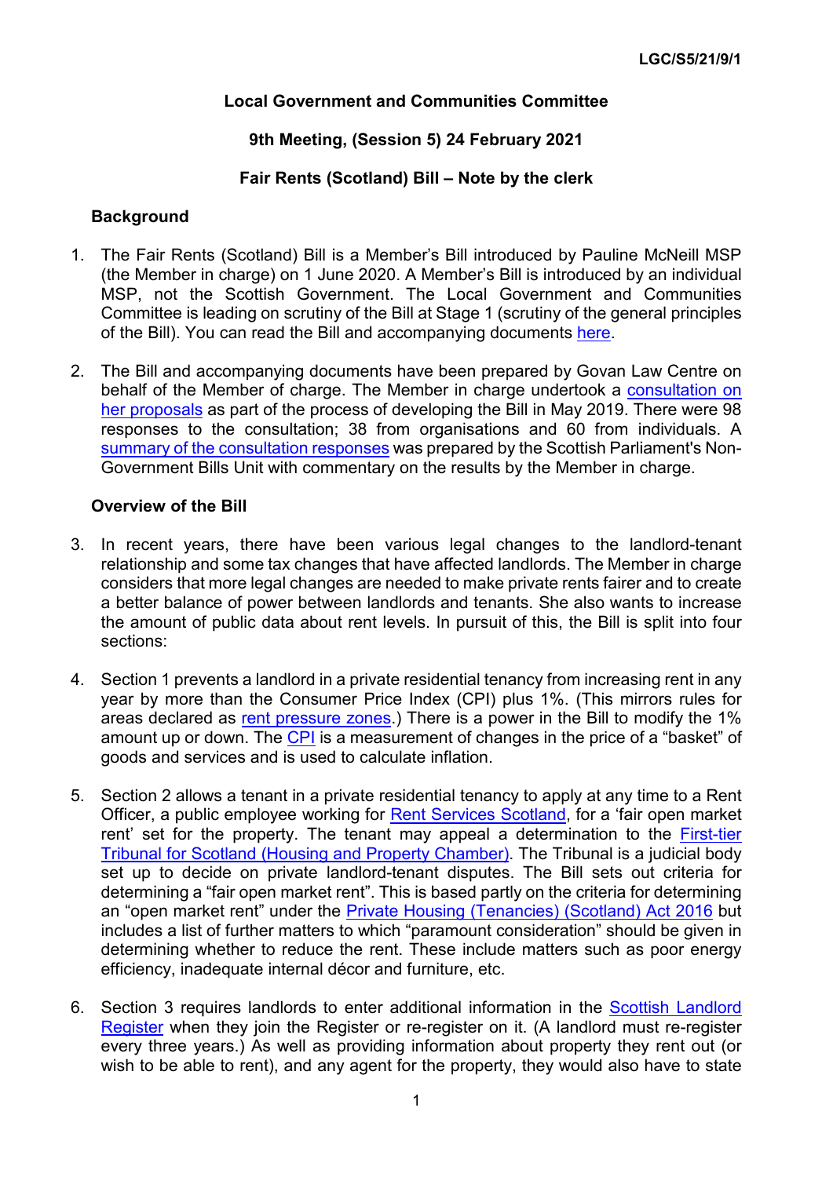LGC/S5/21/9/1

**Local Government and Communities Committee**

**9th Meeting, (Session 5) 24 February 2021**

**Fair Rents (Scotland) Bill – Note by the clerk**

## Background

1. The Fair Rents (Scotland) Bill is a Member's Bill introduced by Pauline McNeill MSP (the Member in charge) on 1 June 2020. A Member's Bill is introduced by an individual MSP, not the Scottish Government. The Local Government and Communities Committee is leading on scrutiny of the Bill at Stage 1 (scrutiny of the general principles of the Bill). You can read the Bill and accompanying documents here.

2. The Bill and accompanying documents have been prepared by Govan Law Centre on behalf of the Member of charge. The Member in charge undertook a consultation on her proposals as part of the process of developing the Bill in May 2019. There were 98 responses to the consultation; 38 from organisations and 60 from individuals. A summary of the consultation responses was prepared by the Scottish Parliament's Non-Government Bills Unit with commentary on the results by the Member in charge.

## Overview of the Bill

3. In recent years, there have been various legal changes to the landlord-tenant relationship and some tax changes that have affected landlords. The Member in charge considers that more legal changes are needed to make private rents fairer and to create a better balance of power between landlords and tenants. She also wants to increase the amount of public data about rent levels. In pursuit of this, the Bill is split into four sections:

4. Section 1 prevents a landlord in a private residential tenancy from increasing rent in any year by more than the Consumer Price Index (CPI) plus 1%. (This mirrors rules for areas declared as rent pressure zones.) There is a power in the Bill to modify the 1% amount up or down. The CPI is a measurement of changes in the price of a "basket" of goods and services and is used to calculate inflation.

5. Section 2 allows a tenant in a private residential tenancy to apply at any time to a Rent Officer, a public employee working for Rent Services Scotland, for a 'fair open market rent' set for the property. The tenant may appeal a determination to the First-tier Tribunal for Scotland (Housing and Property Chamber). The Tribunal is a judicial body set up to decide on private landlord-tenant disputes. The Bill sets out criteria for determining a "fair open market rent". This is based partly on the criteria for determining an "open market rent" under the Private Housing (Tenancies) (Scotland) Act 2016 but includes a list of further matters to which "paramount consideration" should be given in determining whether to reduce the rent. These include matters such as poor energy efficiency, inadequate internal décor and furniture, etc.

6. Section 3 requires landlords to enter additional information in the Scottish Landlord Register when they join the Register or re-register on it. (A landlord must re-register every three years.) As well as providing information about property they rent out (or wish to be able to rent), and any agent for the property, they would also have to state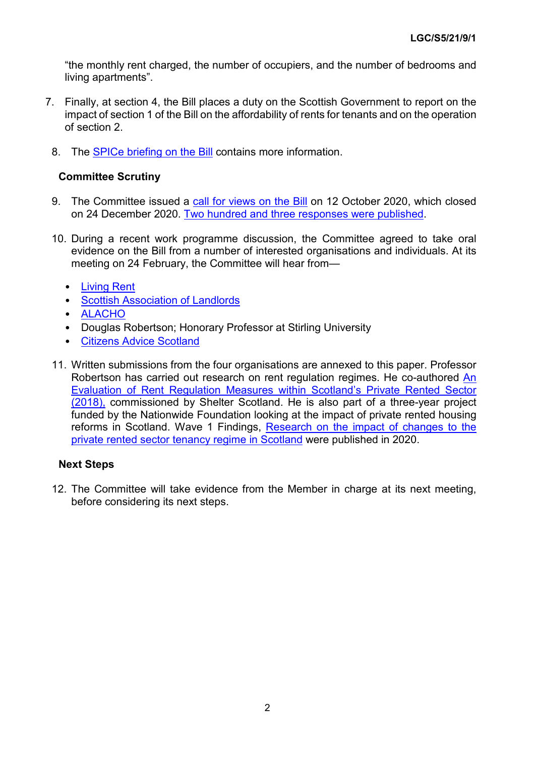"the monthly rent charged, the number of occupiers, and the number of bedrooms and living apartments".

7. Finally, at section 4, the Bill places a duty on the Scottish Government to report on the impact of section 1 of the Bill on the affordability of rents for tenants and on the operation of section 2.

8. The SPICe briefing on the Bill contains more information.

**Committee Scrutiny**

9. The Committee issued a call for views on the Bill on 12 October 2020, which closed on 24 December 2020. Two hundred and three responses were published.

10. During a recent work programme discussion, the Committee agreed to take oral evidence on the Bill from a number of interested organisations and individuals. At its meeting on 24 February, the Committee will hear from—

- Living Rent
- Scottish Association of Landlords
- ALACHO
- Douglas Robertson; Honorary Professor at Stirling University
- Citizens Advice Scotland

11. Written submissions from the four organisations are annexed to this paper. Professor Robertson has carried out research on rent regulation regimes. He co-authored An Evaluation of Rent Regulation Measures within Scotland's Private Rented Sector (2018), commissioned by Shelter Scotland. He is also part of a three-year project funded by the Nationwide Foundation looking at the impact of private rented housing reforms in Scotland. Wave 1 Findings, Research on the impact of changes to the private rented sector tenancy regime in Scotland were published in 2020.

**Next Steps**

12. The Committee will take evidence from the Member in charge at its next meeting, before considering its next steps.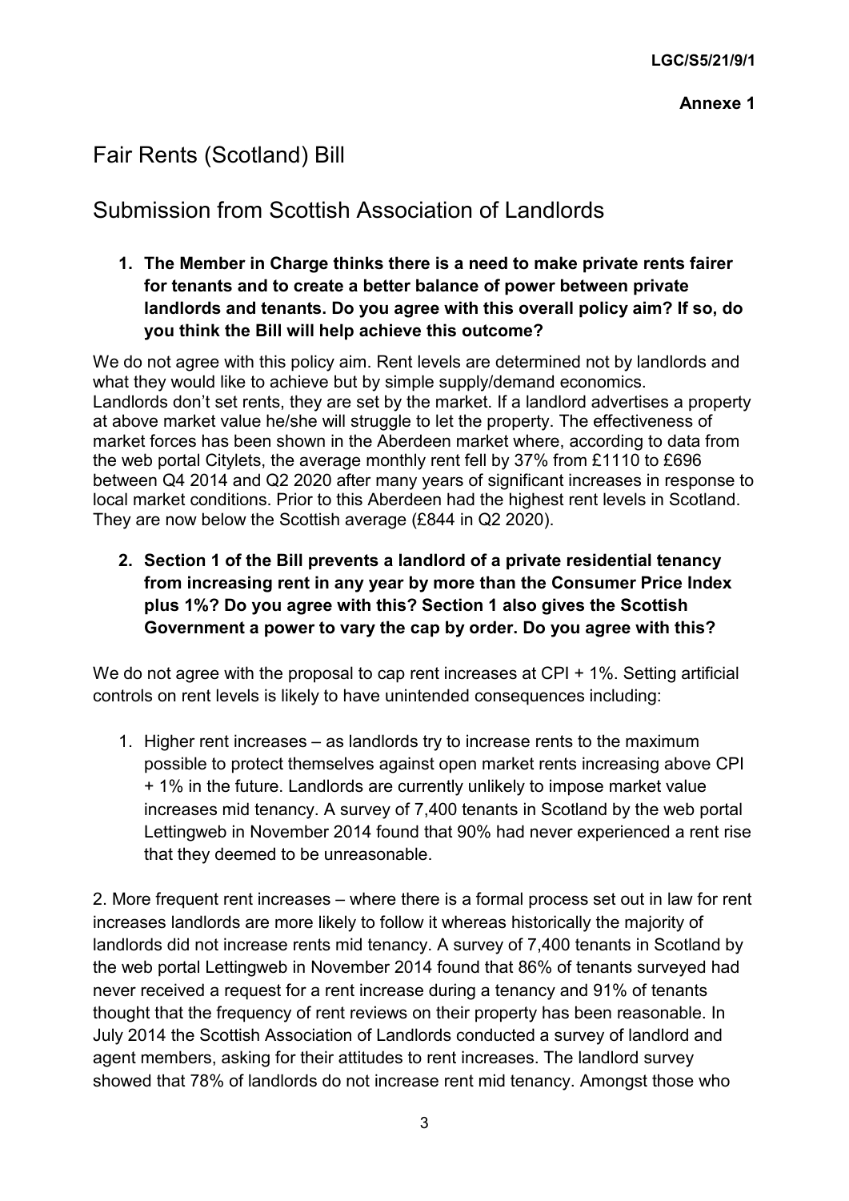# Fair Rents (Scotland) Bill

## Submission from Scottish Association of Landlords

**1. The Member in Charge thinks there is a need to make private rents fairer for tenants and to create a better balance of power between private landlords and tenants. Do you agree with this overall policy aim? If so, do you think the Bill will help achieve this outcome?**

We do not agree with this policy aim. Rent levels are determined not by landlords and what they would like to achieve but by simple supply/demand economics. Landlords don't set rents, they are set by the market. If a landlord advertises a property at above market value he/she will struggle to let the property. The effectiveness of market forces has been shown in the Aberdeen market where, according to data from the web portal Citylets, the average monthly rent fell by 37% from £1110 to £696 between Q4 2014 and Q2 2020 after many years of significant increases in response to local market conditions. Prior to this Aberdeen had the highest rent levels in Scotland. They are now below the Scottish average (£844 in Q2 2020).

**2. Section 1 of the Bill prevents a landlord of a private residential tenancy from increasing rent in any year by more than the Consumer Price Index plus 1%? Do you agree with this? Section 1 also gives the Scottish Government a power to vary the cap by order. Do you agree with this?**

We do not agree with the proposal to cap rent increases at CPI + 1%. Setting artificial controls on rent levels is likely to have unintended consequences including:

1. Higher rent increases – as landlords try to increase rents to the maximum possible to protect themselves against open market rents increasing above CPI + 1% in the future. Landlords are currently unlikely to impose market value increases mid tenancy. A survey of 7,400 tenants in Scotland by the web portal Lettingweb in November 2014 found that 90% had never experienced a rent rise that they deemed to be unreasonable.

2. More frequent rent increases – where there is a formal process set out in law for rent increases landlords are more likely to follow it whereas historically the majority of landlords did not increase rents mid tenancy. A survey of 7,400 tenants in Scotland by the web portal Lettingweb in November 2014 found that 86% of tenants surveyed had never received a request for a rent increase during a tenancy and 91% of tenants thought that the frequency of rent reviews on their property has been reasonable. In July 2014 the Scottish Association of Landlords conducted a survey of landlord and agent members, asking for their attitudes to rent increases. The landlord survey showed that 78% of landlords do not increase rent mid tenancy. Amongst those who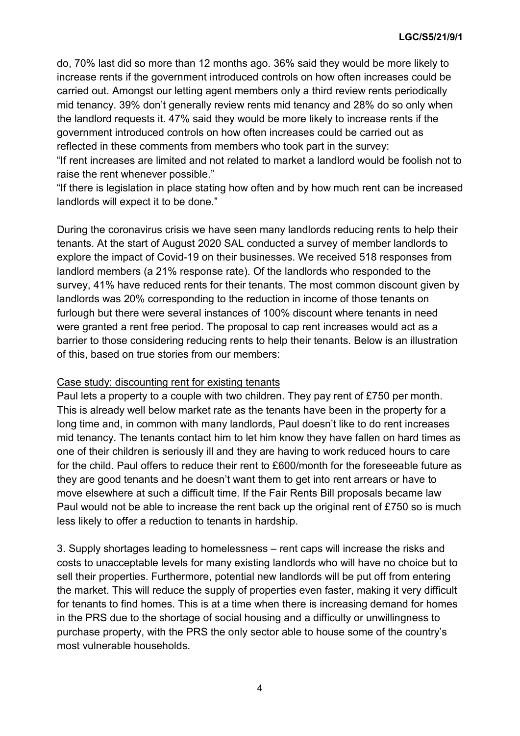do, 70% last did so more than 12 months ago. 36% said they would be more likely to increase rents if the government introduced controls on how often increases could be carried out. Amongst our letting agent members only a third review rents periodically mid tenancy. 39% don't generally review rents mid tenancy and 28% do so only when the landlord requests it. 47% said they would be more likely to increase rents if the government introduced controls on how often increases could be carried out as reflected in these comments from members who took part in the survey:

"If rent increases are limited and not related to market a landlord would be foolish not to raise the rent whenever possible."

"If there is legislation in place stating how often and by how much rent can be increased landlords will expect it to be done."

During the coronavirus crisis we have seen many landlords reducing rents to help their tenants. At the start of August 2020 SAL conducted a survey of member landlords to explore the impact of Covid-19 on their businesses. We received 518 responses from landlord members (a 21% response rate). Of the landlords who responded to the survey, 41% have reduced rents for their tenants. The most common discount given by landlords was 20% corresponding to the reduction in income of those tenants on furlough but there were several instances of 100% discount where tenants in need were granted a rent free period. The proposal to cap rent increases would act as a barrier to those considering reducing rents to help their tenants. Below is an illustration of this, based on true stories from our members:

<u>Case study: discounting rent for existing tenants</u>

Paul lets a property to a couple with two children. They pay rent of £750 per month. This is already well below market rate as the tenants have been in the property for a long time and, in common with many landlords, Paul doesn't like to do rent increases mid tenancy. The tenants contact him to let him know they have fallen on hard times as one of their children is seriously ill and they are having to work reduced hours to care for the child. Paul offers to reduce their rent to £600/month for the foreseeable future as they are good tenants and he doesn't want them to get into rent arrears or have to move elsewhere at such a difficult time. If the Fair Rents Bill proposals became law Paul would not be able to increase the rent back up the original rent of £750 so is much less likely to offer a reduction to tenants in hardship.

3. Supply shortages leading to homelessness – rent caps will increase the risks and costs to unacceptable levels for many existing landlords who will have no choice but to sell their properties. Furthermore, potential new landlords will be put off from entering the market. This will reduce the supply of properties even faster, making it very difficult for tenants to find homes. This is at a time when there is increasing demand for homes in the PRS due to the shortage of social housing and a difficulty or unwillingness to purchase property, with the PRS the only sector able to house some of the country's most vulnerable households.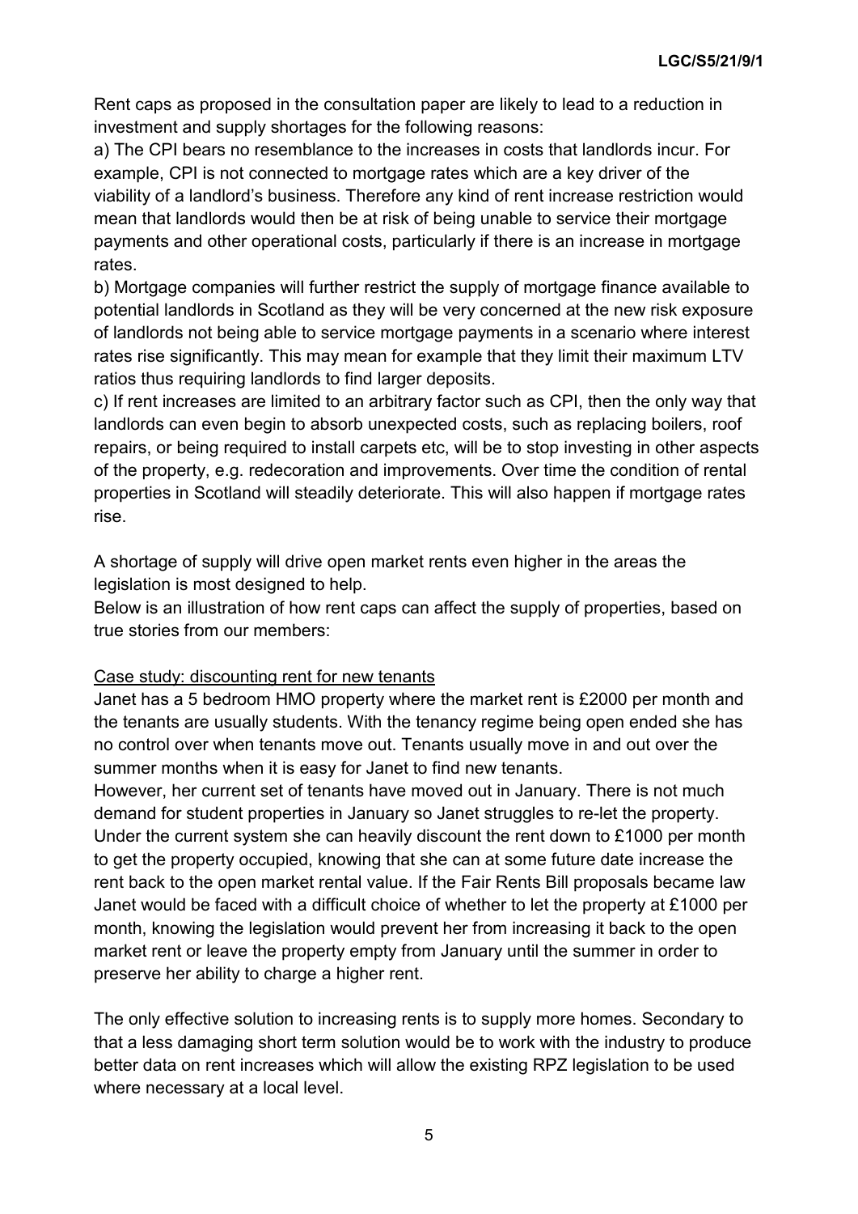Rent caps as proposed in the consultation paper are likely to lead to a reduction in investment and supply shortages for the following reasons:

a) The CPI bears no resemblance to the increases in costs that landlords incur. For example, CPI is not connected to mortgage rates which are a key driver of the viability of a landlord's business. Therefore any kind of rent increase restriction would mean that landlords would then be at risk of being unable to service their mortgage payments and other operational costs, particularly if there is an increase in mortgage rates.

b) Mortgage companies will further restrict the supply of mortgage finance available to potential landlords in Scotland as they will be very concerned at the new risk exposure of landlords not being able to service mortgage payments in a scenario where interest rates rise significantly. This may mean for example that they limit their maximum LTV ratios thus requiring landlords to find larger deposits.

c) If rent increases are limited to an arbitrary factor such as CPI, then the only way that landlords can even begin to absorb unexpected costs, such as replacing boilers, roof repairs, or being required to install carpets etc, will be to stop investing in other aspects of the property, e.g. redecoration and improvements. Over time the condition of rental properties in Scotland will steadily deteriorate. This will also happen if mortgage rates rise.

A shortage of supply will drive open market rents even higher in the areas the legislation is most designed to help.

Below is an illustration of how rent caps can affect the supply of properties, based on true stories from our members:

Case study: discounting rent for new tenants

Janet has a 5 bedroom HMO property where the market rent is £2000 per month and the tenants are usually students. With the tenancy regime being open ended she has no control over when tenants move out. Tenants usually move in and out over the summer months when it is easy for Janet to find new tenants.

However, her current set of tenants have moved out in January. There is not much demand for student properties in January so Janet struggles to re-let the property. Under the current system she can heavily discount the rent down to £1000 per month to get the property occupied, knowing that she can at some future date increase the rent back to the open market rental value. If the Fair Rents Bill proposals became law Janet would be faced with a difficult choice of whether to let the property at £1000 per month, knowing the legislation would prevent her from increasing it back to the open market rent or leave the property empty from January until the summer in order to preserve her ability to charge a higher rent.

The only effective solution to increasing rents is to supply more homes. Secondary to that a less damaging short term solution would be to work with the industry to produce better data on rent increases which will allow the existing RPZ legislation to be used where necessary at a local level.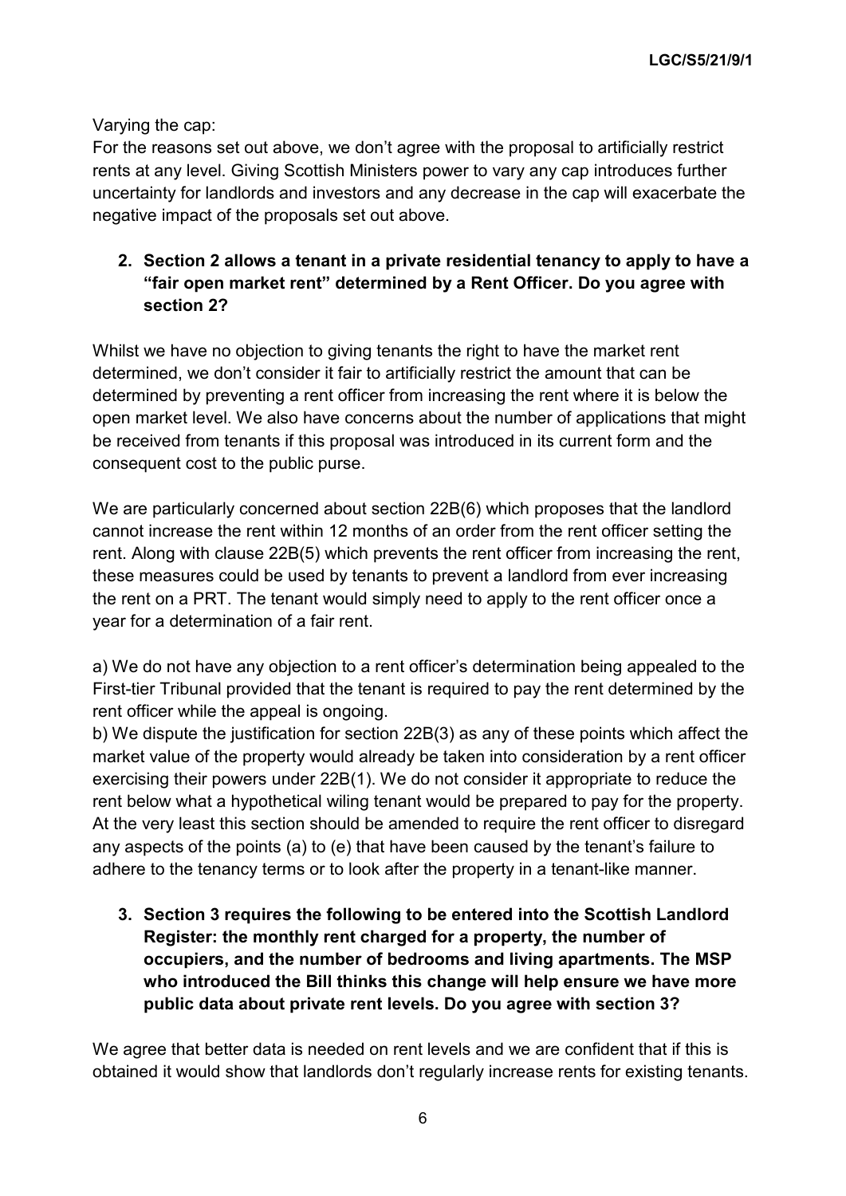Varying the cap:
For the reasons set out above, we don't agree with the proposal to artificially restrict rents at any level. Giving Scottish Ministers power to vary any cap introduces further uncertainty for landlords and investors and any decrease in the cap will exacerbate the negative impact of the proposals set out above.

2. **Section 2 allows a tenant in a private residential tenancy to apply to have a "fair open market rent" determined by a Rent Officer. Do you agree with section 2?**

Whilst we have no objection to giving tenants the right to have the market rent determined, we don't consider it fair to artificially restrict the amount that can be determined by preventing a rent officer from increasing the rent where it is below the open market level. We also have concerns about the number of applications that might be received from tenants if this proposal was introduced in its current form and the consequent cost to the public purse.

We are particularly concerned about section 22B(6) which proposes that the landlord cannot increase the rent within 12 months of an order from the rent officer setting the rent. Along with clause 22B(5) which prevents the rent officer from increasing the rent, these measures could be used by tenants to prevent a landlord from ever increasing the rent on a PRT. The tenant would simply need to apply to the rent officer once a year for a determination of a fair rent.

a) We do not have any objection to a rent officer's determination being appealed to the First-tier Tribunal provided that the tenant is required to pay the rent determined by the rent officer while the appeal is ongoing.
b) We dispute the justification for section 22B(3) as any of these points which affect the market value of the property would already be taken into consideration by a rent officer exercising their powers under 22B(1). We do not consider it appropriate to reduce the rent below what a hypothetical wiling tenant would be prepared to pay for the property. At the very least this section should be amended to require the rent officer to disregard any aspects of the points (a) to (e) that have been caused by the tenant's failure to adhere to the tenancy terms or to look after the property in a tenant-like manner.

3. **Section 3 requires the following to be entered into the Scottish Landlord Register: the monthly rent charged for a property, the number of occupiers, and the number of bedrooms and living apartments. The MSP who introduced the Bill thinks this change will help ensure we have more public data about private rent levels. Do you agree with section 3?**

We agree that better data is needed on rent levels and we are confident that if this is obtained it would show that landlords don't regularly increase rents for existing tenants.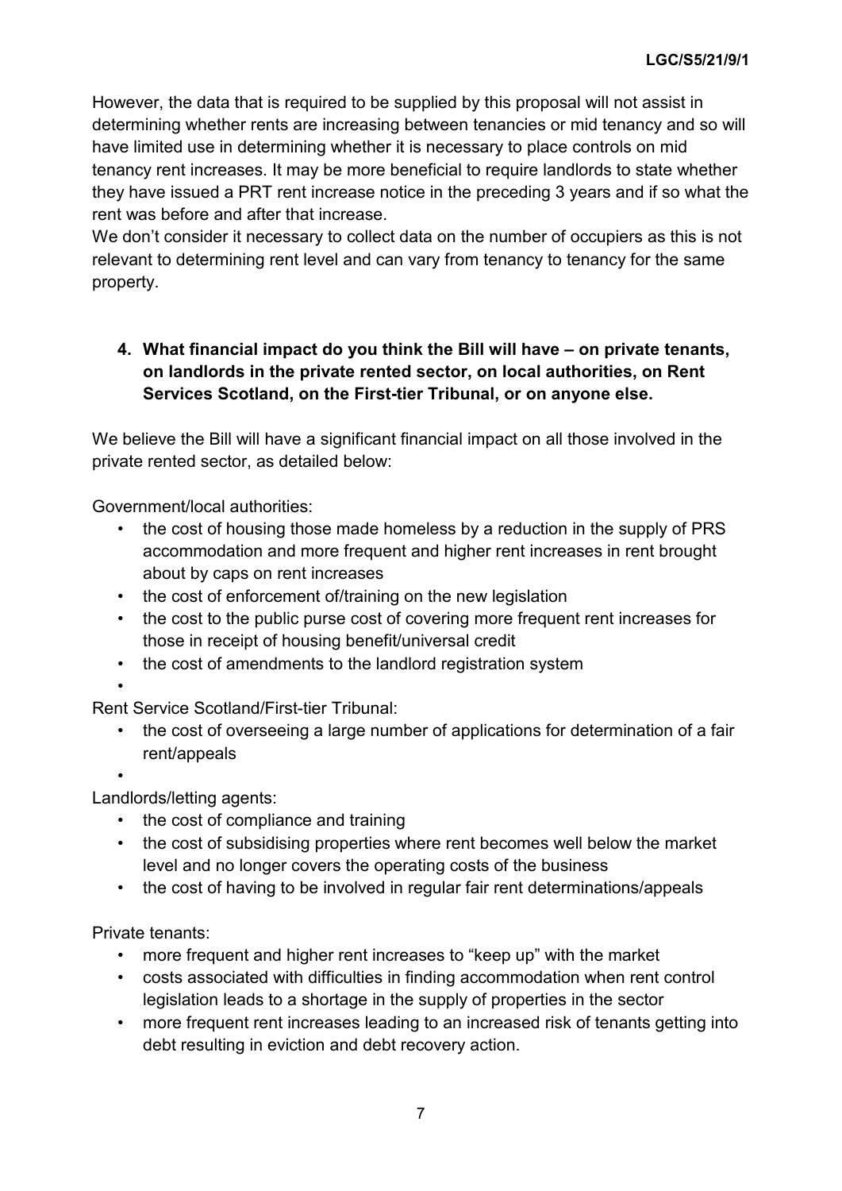However, the data that is required to be supplied by this proposal will not assist in determining whether rents are increasing between tenancies or mid tenancy and so will have limited use in determining whether it is necessary to place controls on mid tenancy rent increases. It may be more beneficial to require landlords to state whether they have issued a PRT rent increase notice in the preceding 3 years and if so what the rent was before and after that increase.

We don't consider it necessary to collect data on the number of occupiers as this is not relevant to determining rent level and can vary from tenancy to tenancy for the same property.

**4. What financial impact do you think the Bill will have – on private tenants, on landlords in the private rented sector, on local authorities, on Rent Services Scotland, on the First-tier Tribunal, or on anyone else.**

We believe the Bill will have a significant financial impact on all those involved in the private rented sector, as detailed below:

Government/local authorities:

- the cost of housing those made homeless by a reduction in the supply of PRS accommodation and more frequent and higher rent increases in rent brought about by caps on rent increases
- the cost of enforcement of/training on the new legislation
- the cost to the public purse cost of covering more frequent rent increases for those in receipt of housing benefit/universal credit
- the cost of amendments to the landlord registration system

Rent Service Scotland/First-tier Tribunal:

- the cost of overseeing a large number of applications for determination of a fair rent/appeals

Landlords/letting agents:

- the cost of compliance and training
- the cost of subsidising properties where rent becomes well below the market level and no longer covers the operating costs of the business
- the cost of having to be involved in regular fair rent determinations/appeals

Private tenants:

- more frequent and higher rent increases to "keep up" with the market
- costs associated with difficulties in finding accommodation when rent control legislation leads to a shortage in the supply of properties in the sector
- more frequent rent increases leading to an increased risk of tenants getting into debt resulting in eviction and debt recovery action.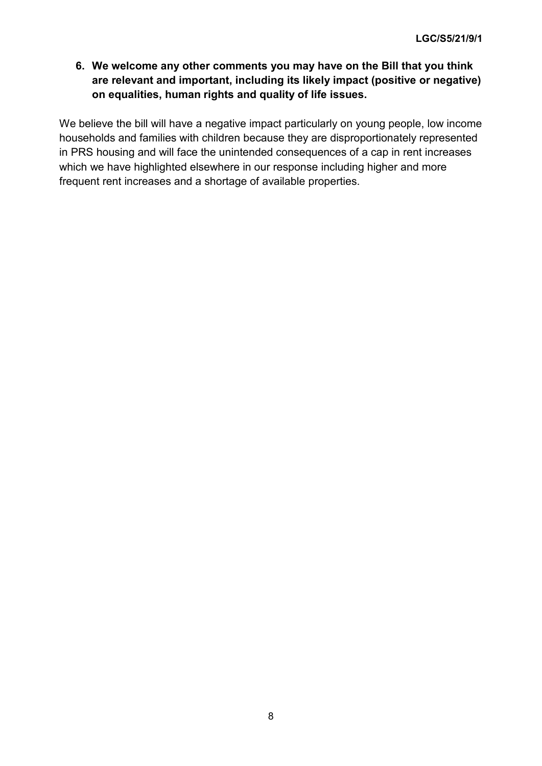**6. We welcome any other comments you may have on the Bill that you think are relevant and important, including its likely impact (positive or negative) on equalities, human rights and quality of life issues.**

We believe the bill will have a negative impact particularly on young people, low income households and families with children because they are disproportionately represented in PRS housing and will face the unintended consequences of a cap in rent increases which we have highlighted elsewhere in our response including higher and more frequent rent increases and a shortage of available properties.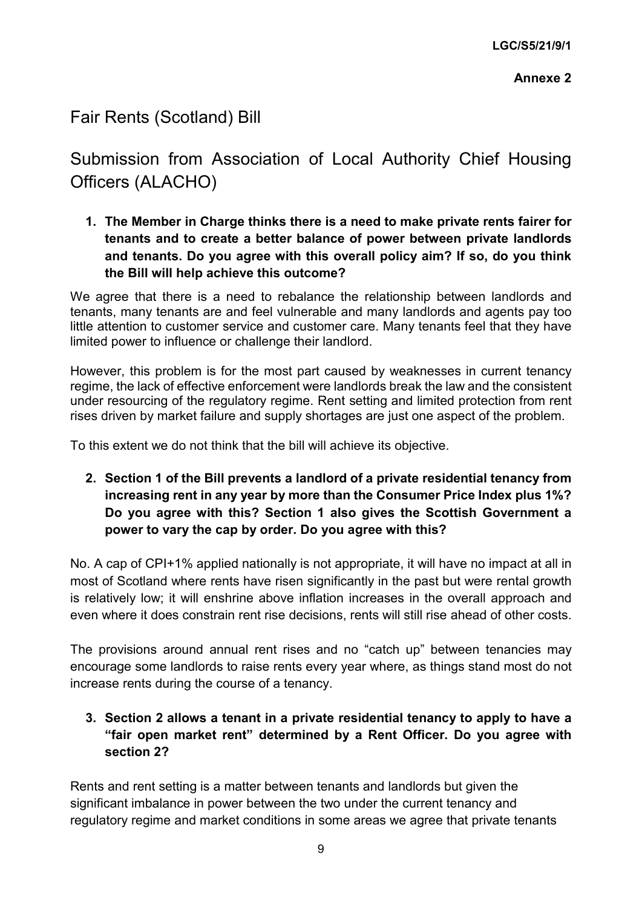LGC/S5/21/9/1

**Annexe 2**

# Fair Rents (Scotland) Bill

## Submission from Association of Local Authority Chief Housing Officers (ALACHO)

1. **The Member in Charge thinks there is a need to make private rents fairer for tenants and to create a better balance of power between private landlords and tenants. Do you agree with this overall policy aim? If so, do you think the Bill will help achieve this outcome?**

We agree that there is a need to rebalance the relationship between landlords and tenants, many tenants are and feel vulnerable and many landlords and agents pay too little attention to customer service and customer care. Many tenants feel that they have limited power to influence or challenge their landlord.

However, this problem is for the most part caused by weaknesses in current tenancy regime, the lack of effective enforcement were landlords break the law and the consistent under resourcing of the regulatory regime. Rent setting and limited protection from rent rises driven by market failure and supply shortages are just one aspect of the problem.

To this extent we do not think that the bill will achieve its objective.

2. **Section 1 of the Bill prevents a landlord of a private residential tenancy from increasing rent in any year by more than the Consumer Price Index plus 1%? Do you agree with this? Section 1 also gives the Scottish Government a power to vary the cap by order. Do you agree with this?**

No. A cap of CPI+1% applied nationally is not appropriate, it will have no impact at all in most of Scotland where rents have risen significantly in the past but were rental growth is relatively low; it will enshrine above inflation increases in the overall approach and even where it does constrain rent rise decisions, rents will still rise ahead of other costs.

The provisions around annual rent rises and no "catch up" between tenancies may encourage some landlords to raise rents every year where, as things stand most do not increase rents during the course of a tenancy.

3. **Section 2 allows a tenant in a private residential tenancy to apply to have a "fair open market rent" determined by a Rent Officer. Do you agree with section 2?**

Rents and rent setting is a matter between tenants and landlords but given the significant imbalance in power between the two under the current tenancy and regulatory regime and market conditions in some areas we agree that private tenants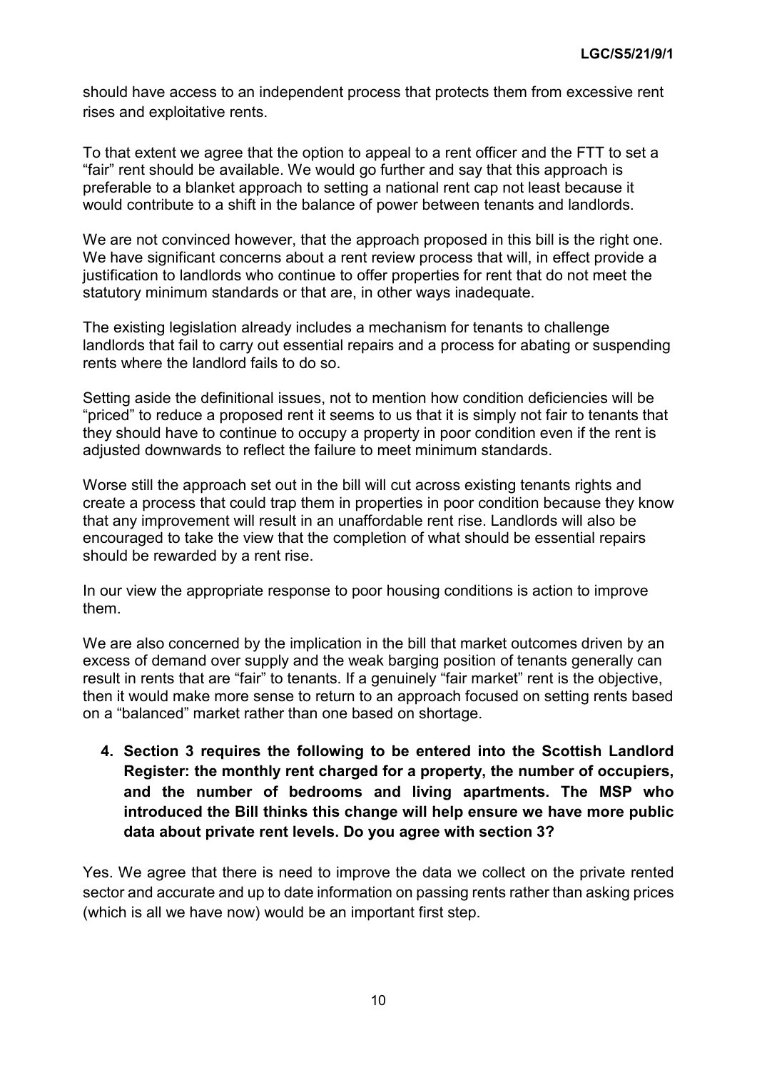should have access to an independent process that protects them from excessive rent rises and exploitative rents.

To that extent we agree that the option to appeal to a rent officer and the FTT to set a "fair" rent should be available. We would go further and say that this approach is preferable to a blanket approach to setting a national rent cap not least because it would contribute to a shift in the balance of power between tenants and landlords.

We are not convinced however, that the approach proposed in this bill is the right one. We have significant concerns about a rent review process that will, in effect provide a justification to landlords who continue to offer properties for rent that do not meet the statutory minimum standards or that are, in other ways inadequate.

The existing legislation already includes a mechanism for tenants to challenge landlords that fail to carry out essential repairs and a process for abating or suspending rents where the landlord fails to do so.

Setting aside the definitional issues, not to mention how condition deficiencies will be "priced" to reduce a proposed rent it seems to us that it is simply not fair to tenants that they should have to continue to occupy a property in poor condition even if the rent is adjusted downwards to reflect the failure to meet minimum standards.

Worse still the approach set out in the bill will cut across existing tenants rights and create a process that could trap them in properties in poor condition because they know that any improvement will result in an unaffordable rent rise. Landlords will also be encouraged to take the view that the completion of what should be essential repairs should be rewarded by a rent rise.

In our view the appropriate response to poor housing conditions is action to improve them.

We are also concerned by the implication in the bill that market outcomes driven by an excess of demand over supply and the weak barging position of tenants generally can result in rents that are "fair" to tenants. If a genuinely "fair market" rent is the objective, then it would make more sense to return to an approach focused on setting rents based on a "balanced" market rather than one based on shortage.

4. **Section 3 requires the following to be entered into the Scottish Landlord Register: the monthly rent charged for a property, the number of occupiers, and the number of bedrooms and living apartments. The MSP who introduced the Bill thinks this change will help ensure we have more public data about private rent levels. Do you agree with section 3?**

Yes. We agree that there is need to improve the data we collect on the private rented sector and accurate and up to date information on passing rents rather than asking prices (which is all we have now) would be an important first step.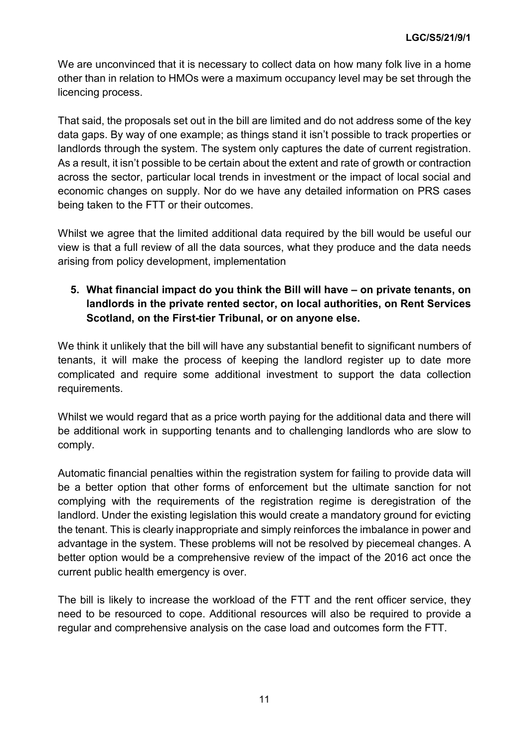We are unconvinced that it is necessary to collect data on how many folk live in a home other than in relation to HMOs were a maximum occupancy level may be set through the licencing process.

That said, the proposals set out in the bill are limited and do not address some of the key data gaps. By way of one example; as things stand it isn't possible to track properties or landlords through the system. The system only captures the date of current registration. As a result, it isn't possible to be certain about the extent and rate of growth or contraction across the sector, particular local trends in investment or the impact of local social and economic changes on supply. Nor do we have any detailed information on PRS cases being taken to the FTT or their outcomes.

Whilst we agree that the limited additional data required by the bill would be useful our view is that a full review of all the data sources, what they produce and the data needs arising from policy development, implementation

5. **What financial impact do you think the Bill will have – on private tenants, on landlords in the private rented sector, on local authorities, on Rent Services Scotland, on the First-tier Tribunal, or on anyone else.**

We think it unlikely that the bill will have any substantial benefit to significant numbers of tenants, it will make the process of keeping the landlord register up to date more complicated and require some additional investment to support the data collection requirements.

Whilst we would regard that as a price worth paying for the additional data and there will be additional work in supporting tenants and to challenging landlords who are slow to comply.

Automatic financial penalties within the registration system for failing to provide data will be a better option that other forms of enforcement but the ultimate sanction for not complying with the requirements of the registration regime is deregistration of the landlord. Under the existing legislation this would create a mandatory ground for evicting the tenant. This is clearly inappropriate and simply reinforces the imbalance in power and advantage in the system. These problems will not be resolved by piecemeal changes. A better option would be a comprehensive review of the impact of the 2016 act once the current public health emergency is over.

The bill is likely to increase the workload of the FTT and the rent officer service, they need to be resourced to cope. Additional resources will also be required to provide a regular and comprehensive analysis on the case load and outcomes form the FTT.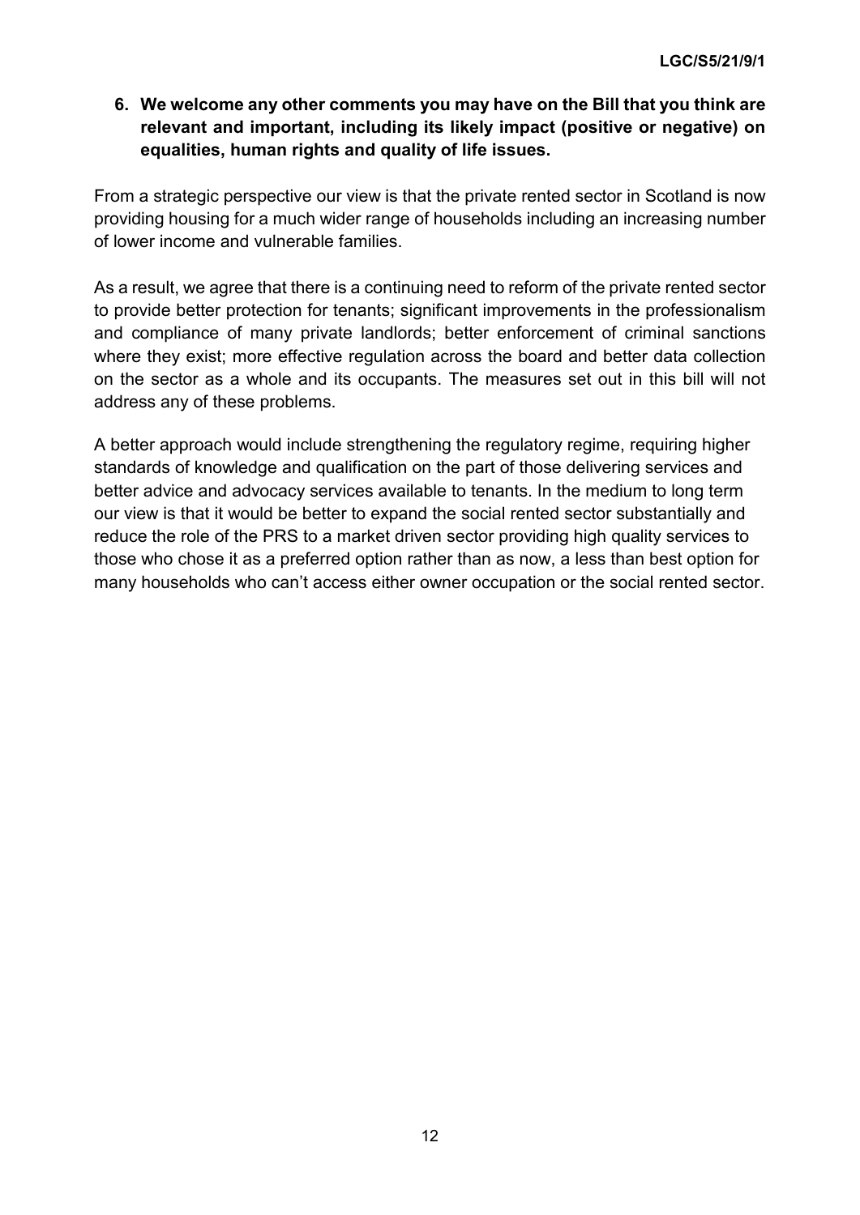**6. We welcome any other comments you may have on the Bill that you think are relevant and important, including its likely impact (positive or negative) on equalities, human rights and quality of life issues.**

From a strategic perspective our view is that the private rented sector in Scotland is now providing housing for a much wider range of households including an increasing number of lower income and vulnerable families.

As a result, we agree that there is a continuing need to reform of the private rented sector to provide better protection for tenants; significant improvements in the professionalism and compliance of many private landlords; better enforcement of criminal sanctions where they exist; more effective regulation across the board and better data collection on the sector as a whole and its occupants. The measures set out in this bill will not address any of these problems.

A better approach would include strengthening the regulatory regime, requiring higher standards of knowledge and qualification on the part of those delivering services and better advice and advocacy services available to tenants. In the medium to long term our view is that it would be better to expand the social rented sector substantially and reduce the role of the PRS to a market driven sector providing high quality services to those who chose it as a preferred option rather than as now, a less than best option for many households who can't access either owner occupation or the social rented sector.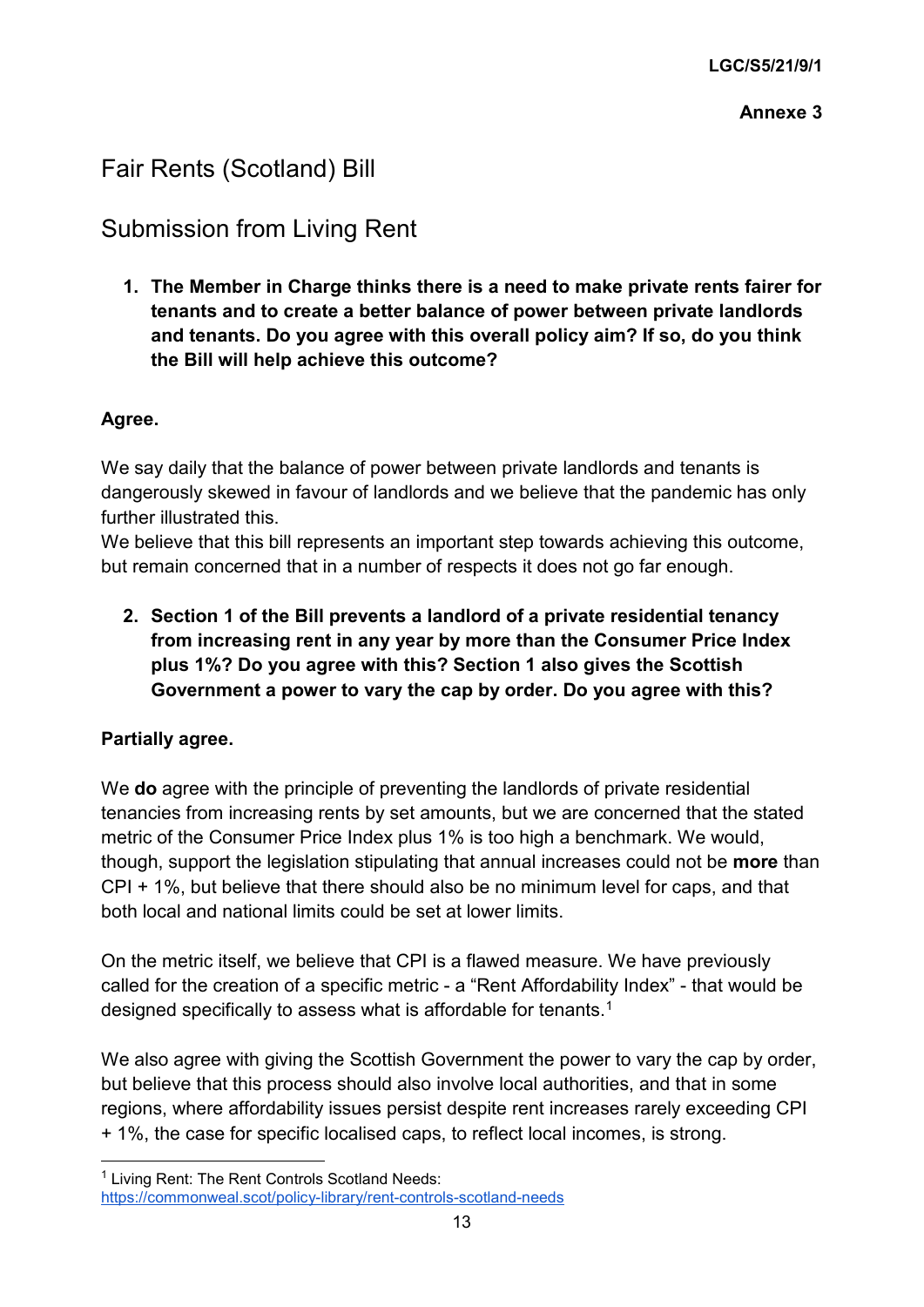LGC/S5/21/9/1

**Annexe 3**

# Fair Rents (Scotland) Bill

## Submission from Living Rent

1. **The Member in Charge thinks there is a need to make private rents fairer for tenants and to create a better balance of power between private landlords and tenants. Do you agree with this overall policy aim? If so, do you think the Bill will help achieve this outcome?**

**Agree.**

We say daily that the balance of power between private landlords and tenants is dangerously skewed in favour of landlords and we believe that the pandemic has only further illustrated this.
We believe that this bill represents an important step towards achieving this outcome, but remain concerned that in a number of respects it does not go far enough.

2. **Section 1 of the Bill prevents a landlord of a private residential tenancy from increasing rent in any year by more than the Consumer Price Index plus 1%? Do you agree with this? Section 1 also gives the Scottish Government a power to vary the cap by order. Do you agree with this?**

**Partially agree.**

We **do** agree with the principle of preventing the landlords of private residential tenancies from increasing rents by set amounts, but we are concerned that the stated metric of the Consumer Price Index plus 1% is too high a benchmark. We would, though, support the legislation stipulating that annual increases could not be **more** than CPI + 1%, but believe that there should also be no minimum level for caps, and that both local and national limits could be set at lower limits.

On the metric itself, we believe that CPI is a flawed measure. We have previously called for the creation of a specific metric - a "Rent Affordability Index" - that would be designed specifically to assess what is affordable for tenants.[1]

We also agree with giving the Scottish Government the power to vary the cap by order, but believe that this process should also involve local authorities, and that in some regions, where affordability issues persist despite rent increases rarely exceeding CPI + 1%, the case for specific localised caps, to reflect local incomes, is strong.

[1] Living Rent: The Rent Controls Scotland Needs: https://commonweal.scot/policy-library/rent-controls-scotland-needs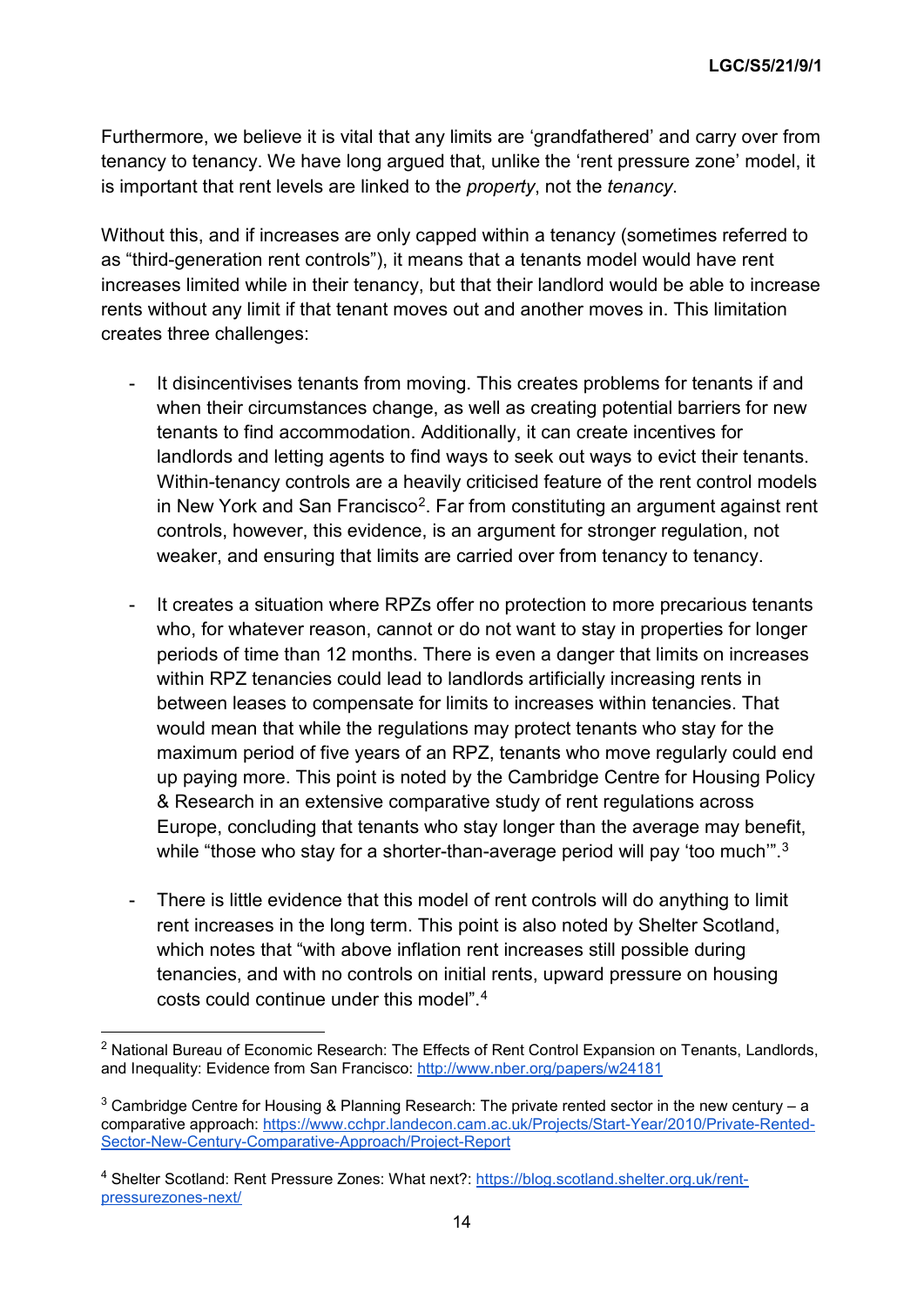Furthermore, we believe it is vital that any limits are 'grandfathered' and carry over from tenancy to tenancy. We have long argued that, unlike the 'rent pressure zone' model, it is important that rent levels are linked to the *property*, not the *tenancy*.

Without this, and if increases are only capped within a tenancy (sometimes referred to as "third-generation rent controls"), it means that a tenants model would have rent increases limited while in their tenancy, but that their landlord would be able to increase rents without any limit if that tenant moves out and another moves in. This limitation creates three challenges:

- It disincentivises tenants from moving. This creates problems for tenants if and when their circumstances change, as well as creating potential barriers for new tenants to find accommodation. Additionally, it can create incentives for landlords and letting agents to find ways to seek out ways to evict their tenants. Within-tenancy controls are a heavily criticised feature of the rent control models in New York and San Francisco[2]. Far from constituting an argument against rent controls, however, this evidence, is an argument for stronger regulation, not weaker, and ensuring that limits are carried over from tenancy to tenancy.

- It creates a situation where RPZs offer no protection to more precarious tenants who, for whatever reason, cannot or do not want to stay in properties for longer periods of time than 12 months. There is even a danger that limits on increases within RPZ tenancies could lead to landlords artificially increasing rents in between leases to compensate for limits to increases within tenancies. That would mean that while the regulations may protect tenants who stay for the maximum period of five years of an RPZ, tenants who move regularly could end up paying more. This point is noted by the Cambridge Centre for Housing Policy & Research in an extensive comparative study of rent regulations across Europe, concluding that tenants who stay longer than the average may benefit, while "those who stay for a shorter-than-average period will pay 'too much'".[3]

- There is little evidence that this model of rent controls will do anything to limit rent increases in the long term. This point is also noted by Shelter Scotland, which notes that "with above inflation rent increases still possible during tenancies, and with no controls on initial rents, upward pressure on housing costs could continue under this model".[4]

---

[2] National Bureau of Economic Research: The Effects of Rent Control Expansion on Tenants, Landlords, and Inequality: Evidence from San Francisco: http://www.nber.org/papers/w24181

[3] Cambridge Centre for Housing & Planning Research: The private rented sector in the new century – a comparative approach: https://www.cchpr.landecon.cam.ac.uk/Projects/Start-Year/2010/Private-Rented-Sector-New-Century-Comparative-Approach/Project-Report

[4] Shelter Scotland: Rent Pressure Zones: What next?: https://blog.scotland.shelter.org.uk/rent-pressurezones-next/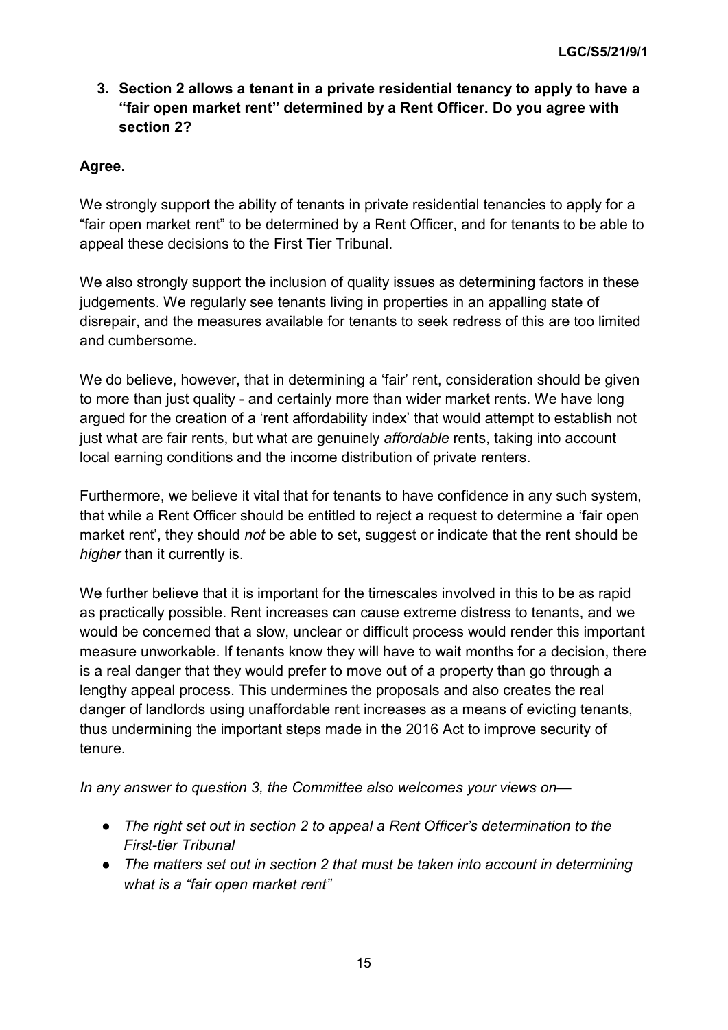**3. Section 2 allows a tenant in a private residential tenancy to apply to have a "fair open market rent" determined by a Rent Officer. Do you agree with section 2?**

**Agree.**

We strongly support the ability of tenants in private residential tenancies to apply for a "fair open market rent" to be determined by a Rent Officer, and for tenants to be able to appeal these decisions to the First Tier Tribunal.

We also strongly support the inclusion of quality issues as determining factors in these judgements. We regularly see tenants living in properties in an appalling state of disrepair, and the measures available for tenants to seek redress of this are too limited and cumbersome.

We do believe, however, that in determining a 'fair' rent, consideration should be given to more than just quality - and certainly more than wider market rents. We have long argued for the creation of a 'rent affordability index' that would attempt to establish not just what are fair rents, but what are genuinely *affordable* rents, taking into account local earning conditions and the income distribution of private renters.

Furthermore, we believe it vital that for tenants to have confidence in any such system, that while a Rent Officer should be entitled to reject a request to determine a 'fair open market rent', they should *not* be able to set, suggest or indicate that the rent should be *higher* than it currently is.

We further believe that it is important for the timescales involved in this to be as rapid as practically possible. Rent increases can cause extreme distress to tenants, and we would be concerned that a slow, unclear or difficult process would render this important measure unworkable. If tenants know they will have to wait months for a decision, there is a real danger that they would prefer to move out of a property than go through a lengthy appeal process. This undermines the proposals and also creates the real danger of landlords using unaffordable rent increases as a means of evicting tenants, thus undermining the important steps made in the 2016 Act to improve security of tenure.

*In any answer to question 3, the Committee also welcomes your views on—*

- *The right set out in section 2 to appeal a Rent Officer's determination to the First-tier Tribunal*
- *The matters set out in section 2 that must be taken into account in determining what is a "fair open market rent"*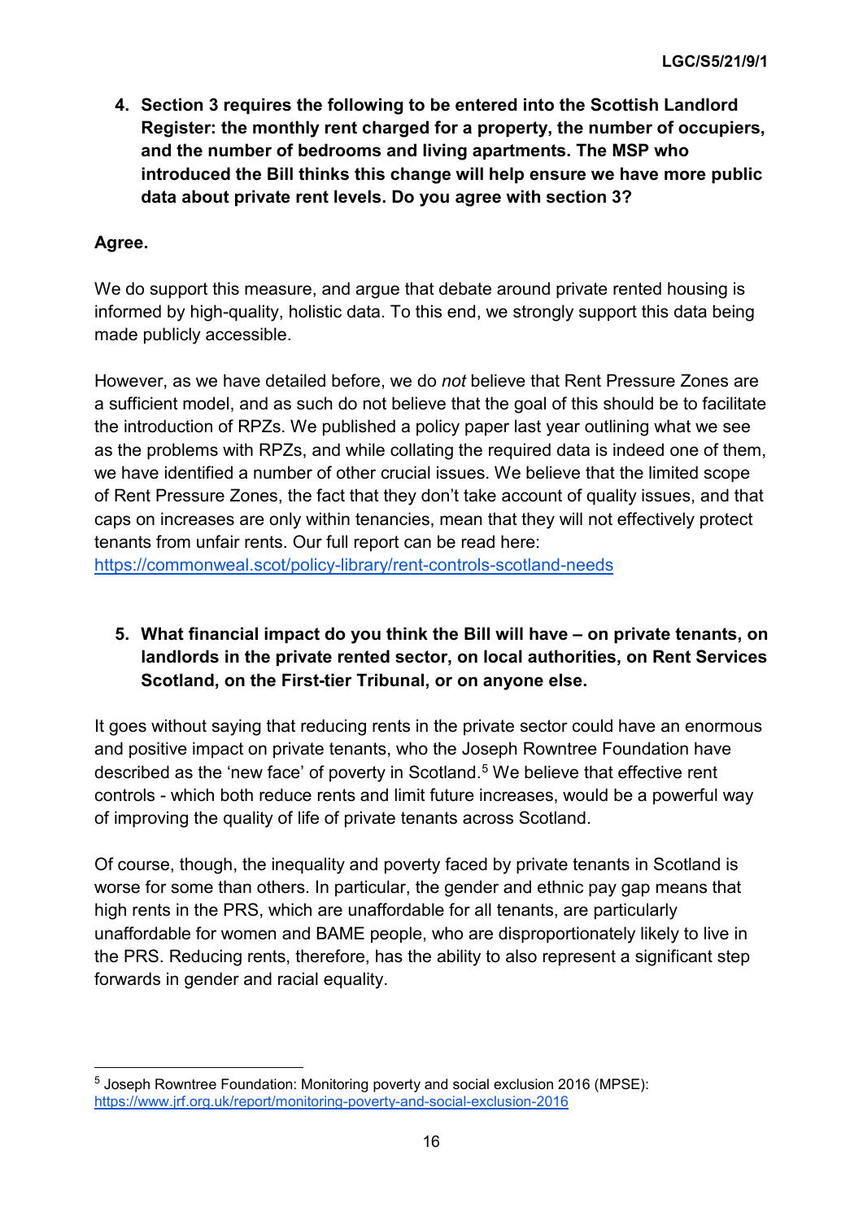4. **Section 3 requires the following to be entered into the Scottish Landlord Register: the monthly rent charged for a property, the number of occupiers, and the number of bedrooms and living apartments. The MSP who introduced the Bill thinks this change will help ensure we have more public data about private rent levels. Do you agree with section 3?**

**Agree.**

We do support this measure, and argue that debate around private rented housing is informed by high-quality, holistic data. To this end, we strongly support this data being made publicly accessible.

However, as we have detailed before, we do *not* believe that Rent Pressure Zones are a sufficient model, and as such do not believe that the goal of this should be to facilitate the introduction of RPZs. We published a policy paper last year outlining what we see as the problems with RPZs, and while collating the required data is indeed one of them, we have identified a number of other crucial issues. We believe that the limited scope of Rent Pressure Zones, the fact that they don't take account of quality issues, and that caps on increases are only within tenancies, mean that they will not effectively protect tenants from unfair rents. Our full report can be read here: https://commonweal.scot/policy-library/rent-controls-scotland-needs

5. **What financial impact do you think the Bill will have – on private tenants, on landlords in the private rented sector, on local authorities, on Rent Services Scotland, on the First-tier Tribunal, or on anyone else.**

It goes without saying that reducing rents in the private sector could have an enormous and positive impact on private tenants, who the Joseph Rowntree Foundation have described as the 'new face' of poverty in Scotland.[5] We believe that effective rent controls - which both reduce rents and limit future increases, would be a powerful way of improving the quality of life of private tenants across Scotland.

Of course, though, the inequality and poverty faced by private tenants in Scotland is worse for some than others. In particular, the gender and ethnic pay gap means that high rents in the PRS, which are unaffordable for all tenants, are particularly unaffordable for women and BAME people, who are disproportionately likely to live in the PRS. Reducing rents, therefore, has the ability to also represent a significant step forwards in gender and racial equality.

---

[5] Joseph Rowntree Foundation: Monitoring poverty and social exclusion 2016 (MPSE): https://www.jrf.org.uk/report/monitoring-poverty-and-social-exclusion-2016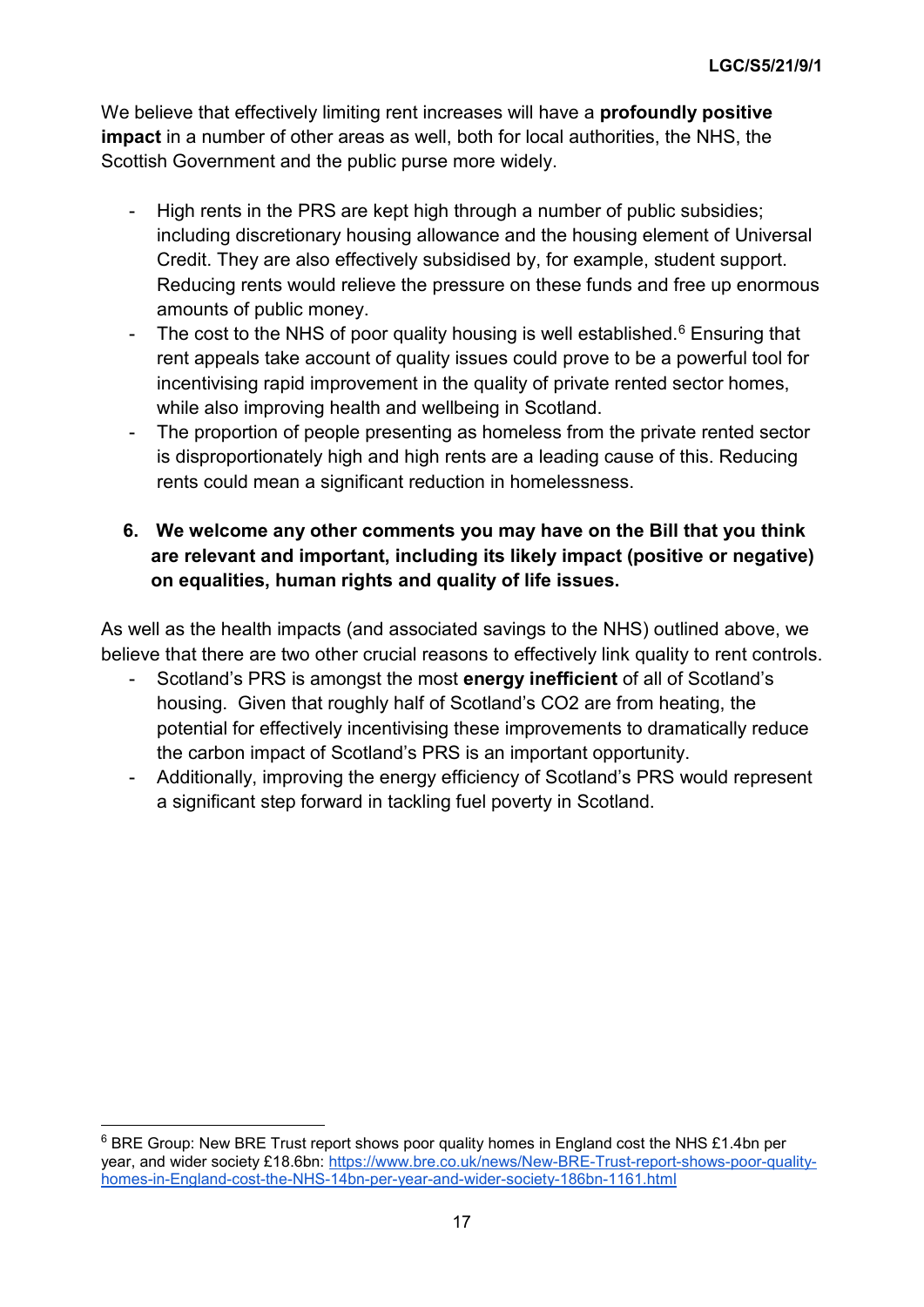We believe that effectively limiting rent increases will have a **profoundly positive impact** in a number of other areas as well, both for local authorities, the NHS, the Scottish Government and the public purse more widely.

- High rents in the PRS are kept high through a number of public subsidies; including discretionary housing allowance and the housing element of Universal Credit. They are also effectively subsidised by, for example, student support. Reducing rents would relieve the pressure on these funds and free up enormous amounts of public money.
- The cost to the NHS of poor quality housing is well established.[6] Ensuring that rent appeals take account of quality issues could prove to be a powerful tool for incentivising rapid improvement in the quality of private rented sector homes, while also improving health and wellbeing in Scotland.
- The proportion of people presenting as homeless from the private rented sector is disproportionately high and high rents are a leading cause of this. Reducing rents could mean a significant reduction in homelessness.

**6. We welcome any other comments you may have on the Bill that you think are relevant and important, including its likely impact (positive or negative) on equalities, human rights and quality of life issues.**

As well as the health impacts (and associated savings to the NHS) outlined above, we believe that there are two other crucial reasons to effectively link quality to rent controls.

- Scotland's PRS is amongst the most **energy inefficient** of all of Scotland's housing. Given that roughly half of Scotland's $CO_2$ are from heating, the potential for effectively incentivising these improvements to dramatically reduce the carbon impact of Scotland's PRS is an important opportunity.
- Additionally, improving the energy efficiency of Scotland's PRS would represent a significant step forward in tackling fuel poverty in Scotland.

---

[6] BRE Group: New BRE Trust report shows poor quality homes in England cost the NHS £1.4bn per year, and wider society £18.6bn: https://www.bre.co.uk/news/New-BRE-Trust-report-shows-poor-quality-homes-in-England-cost-the-NHS-14bn-per-year-and-wider-society-186bn-1161.html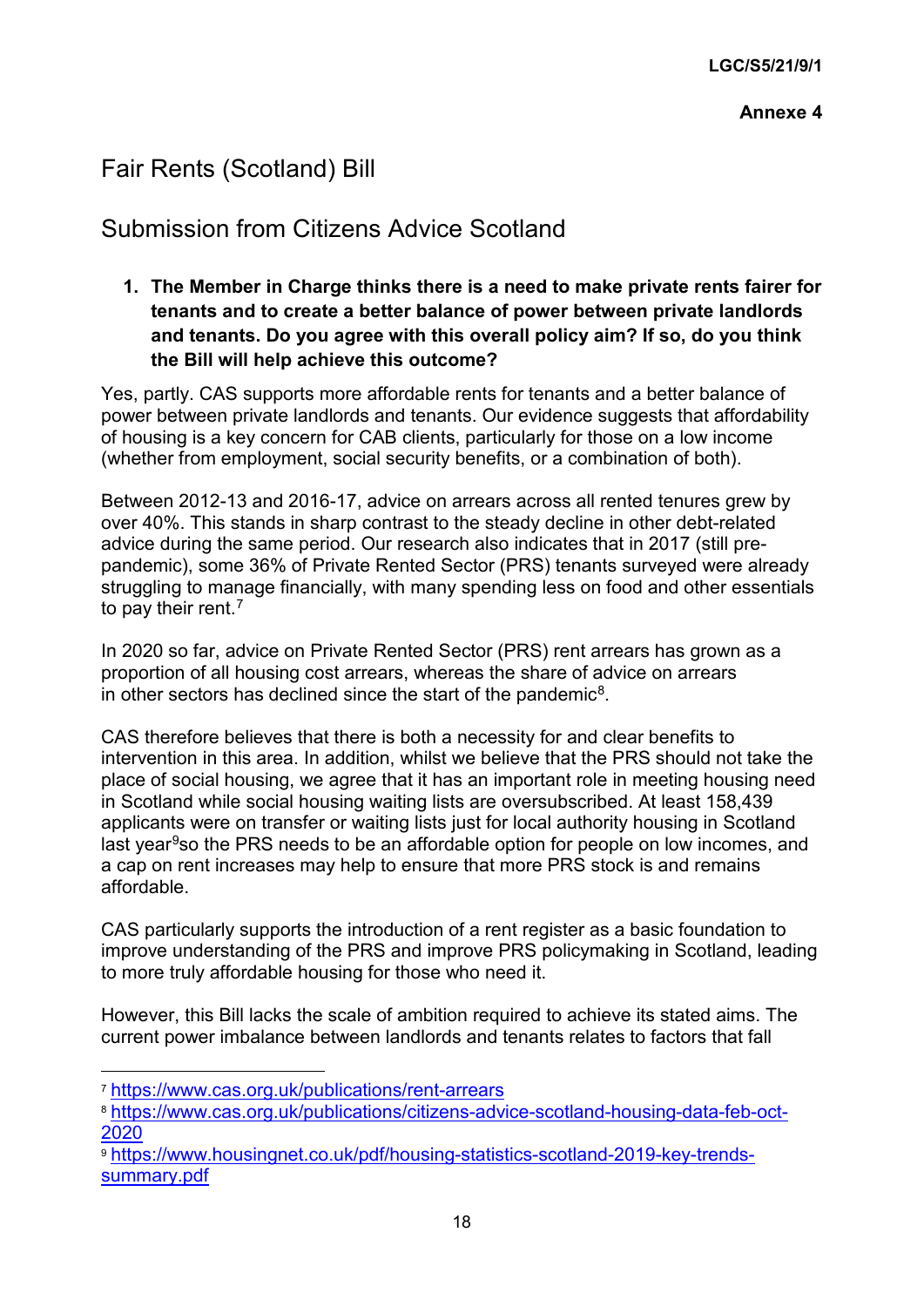# Fair Rents (Scotland) Bill

## Submission from Citizens Advice Scotland

**1. The Member in Charge thinks there is a need to make private rents fairer for tenants and to create a better balance of power between private landlords and tenants. Do you agree with this overall policy aim? If so, do you think the Bill will help achieve this outcome?**

Yes, partly. CAS supports more affordable rents for tenants and a better balance of power between private landlords and tenants. Our evidence suggests that affordability of housing is a key concern for CAB clients, particularly for those on a low income (whether from employment, social security benefits, or a combination of both).

Between 2012-13 and 2016-17, advice on arrears across all rented tenures grew by over 40%. This stands in sharp contrast to the steady decline in other debt-related advice during the same period. Our research also indicates that in 2017 (still pre-pandemic), some 36% of Private Rented Sector (PRS) tenants surveyed were already struggling to manage financially, with many spending less on food and other essentials to pay their rent.[7]

In 2020 so far, advice on Private Rented Sector (PRS) rent arrears has grown as a proportion of all housing cost arrears, whereas the share of advice on arrears in other sectors has declined since the start of the pandemic[8].

CAS therefore believes that there is both a necessity for and clear benefits to intervention in this area. In addition, whilst we believe that the PRS should not take the place of social housing, we agree that it has an important role in meeting housing need in Scotland while social housing waiting lists are oversubscribed. At least 158,439 applicants were on transfer or waiting lists just for local authority housing in Scotland last year[9]so the PRS needs to be an affordable option for people on low incomes, and a cap on rent increases may help to ensure that more PRS stock is and remains affordable.

CAS particularly supports the introduction of a rent register as a basic foundation to improve understanding of the PRS and improve PRS policymaking in Scotland, leading to more truly affordable housing for those who need it.

However, this Bill lacks the scale of ambition required to achieve its stated aims. The current power imbalance between landlords and tenants relates to factors that fall

---

[7] https://www.cas.org.uk/publications/rent-arrears

[8] https://www.cas.org.uk/publications/citizens-advice-scotland-housing-data-feb-oct-2020

[9] https://www.housingnet.co.uk/pdf/housing-statistics-scotland-2019-key-trends-summary.pdf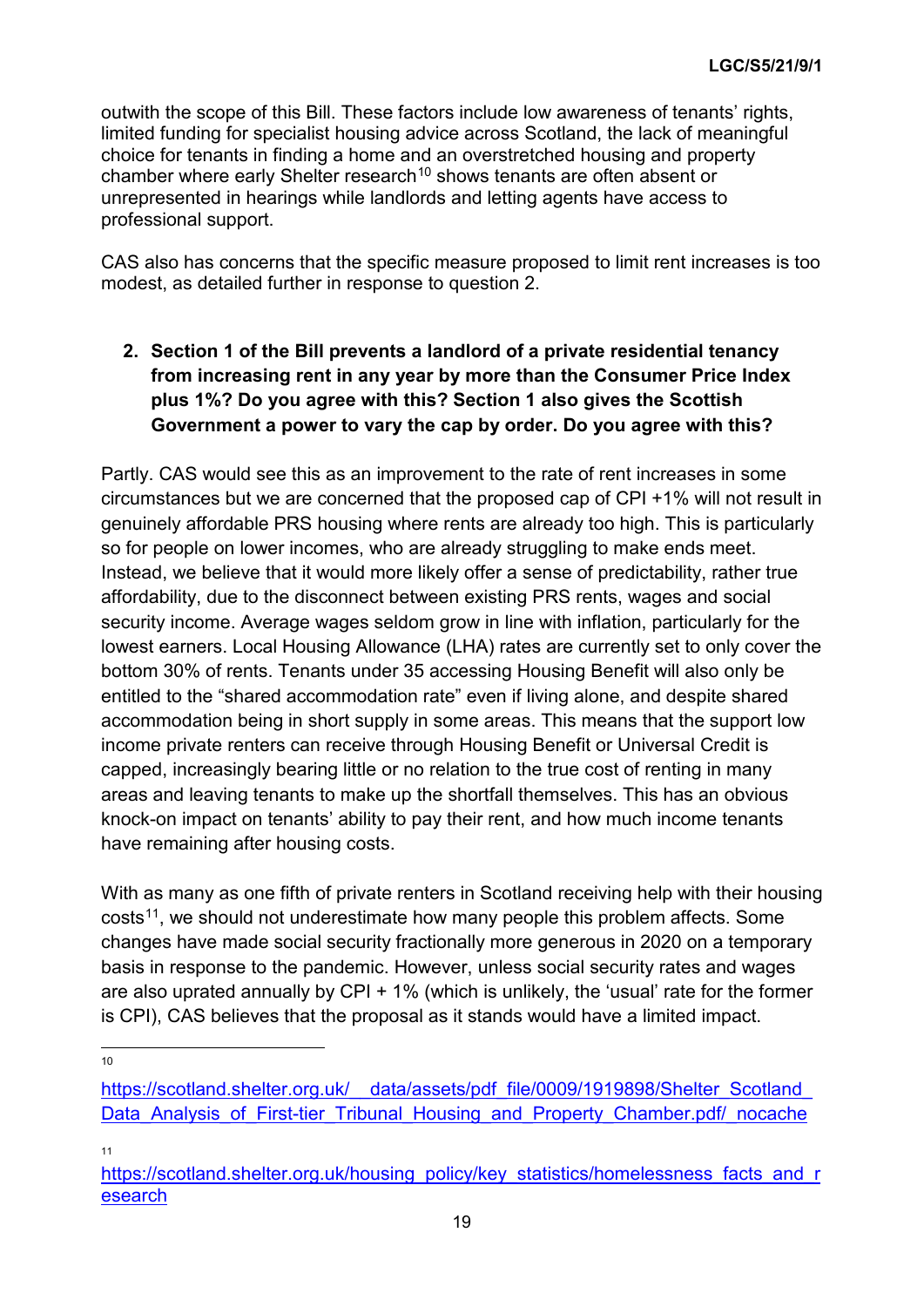outwith the scope of this Bill. These factors include low awareness of tenants' rights, limited funding for specialist housing advice across Scotland, the lack of meaningful choice for tenants in finding a home and an overstretched housing and property chamber where early Shelter research[10] shows tenants are often absent or unrepresented in hearings while landlords and letting agents have access to professional support.

CAS also has concerns that the specific measure proposed to limit rent increases is too modest, as detailed further in response to question 2.

2. **Section 1 of the Bill prevents a landlord of a private residential tenancy from increasing rent in any year by more than the Consumer Price Index plus 1%? Do you agree with this? Section 1 also gives the Scottish Government a power to vary the cap by order. Do you agree with this?**

Partly. CAS would see this as an improvement to the rate of rent increases in some circumstances but we are concerned that the proposed cap of CPI +1% will not result in genuinely affordable PRS housing where rents are already too high. This is particularly so for people on lower incomes, who are already struggling to make ends meet. Instead, we believe that it would more likely offer a sense of predictability, rather true affordability, due to the disconnect between existing PRS rents, wages and social security income. Average wages seldom grow in line with inflation, particularly for the lowest earners. Local Housing Allowance (LHA) rates are currently set to only cover the bottom 30% of rents. Tenants under 35 accessing Housing Benefit will also only be entitled to the "shared accommodation rate" even if living alone, and despite shared accommodation being in short supply in some areas. This means that the support low income private renters can receive through Housing Benefit or Universal Credit is capped, increasingly bearing little or no relation to the true cost of renting in many areas and leaving tenants to make up the shortfall themselves. This has an obvious knock-on impact on tenants' ability to pay their rent, and how much income tenants have remaining after housing costs.

With as many as one fifth of private renters in Scotland receiving help with their housing costs[11], we should not underestimate how many people this problem affects. Some changes have made social security fractionally more generous in 2020 on a temporary basis in response to the pandemic. However, unless social security rates and wages are also uprated annually by CPI + 1% (which is unlikely, the 'usual' rate for the former is CPI), CAS believes that the proposal as it stands would have a limited impact.

---

[10] https://scotland.shelter.org.uk/__data/assets/pdf_file/0009/1919898/Shelter_Scotland_Data_Analysis_of_First-tier_Tribunal_Housing_and_Property_Chamber.pdf/_nocache

[11] https://scotland.shelter.org.uk/housing_policy/key_statistics/homelessness_facts_and_research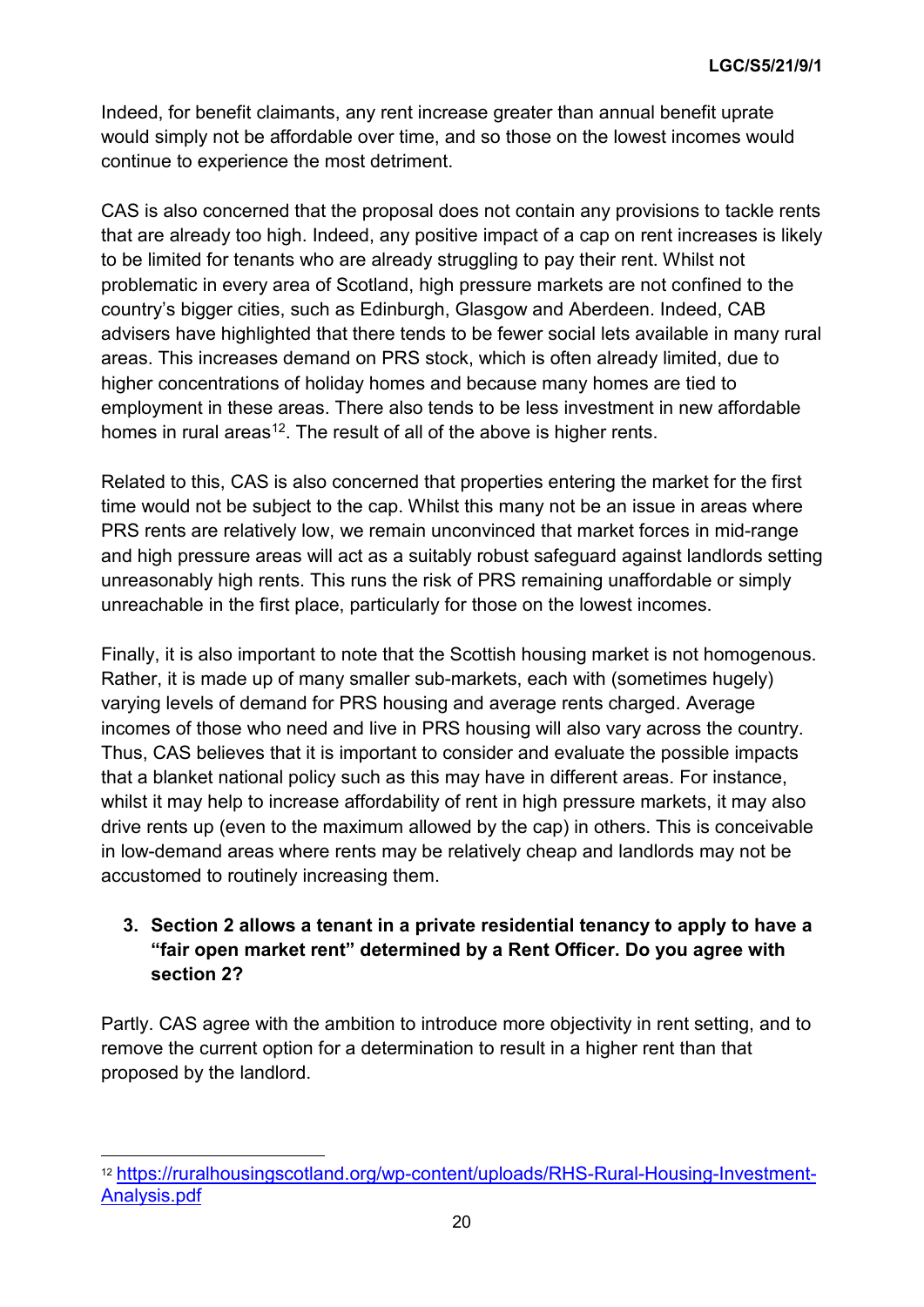Indeed, for benefit claimants, any rent increase greater than annual benefit uprate would simply not be affordable over time, and so those on the lowest incomes would continue to experience the most detriment.

CAS is also concerned that the proposal does not contain any provisions to tackle rents that are already too high. Indeed, any positive impact of a cap on rent increases is likely to be limited for tenants who are already struggling to pay their rent. Whilst not problematic in every area of Scotland, high pressure markets are not confined to the country's bigger cities, such as Edinburgh, Glasgow and Aberdeen. Indeed, CAB advisers have highlighted that there tends to be fewer social lets available in many rural areas. This increases demand on PRS stock, which is often already limited, due to higher concentrations of holiday homes and because many homes are tied to employment in these areas. There also tends to be less investment in new affordable homes in rural areas[12]. The result of all of the above is higher rents.

Related to this, CAS is also concerned that properties entering the market for the first time would not be subject to the cap. Whilst this many not be an issue in areas where PRS rents are relatively low, we remain unconvinced that market forces in mid-range and high pressure areas will act as a suitably robust safeguard against landlords setting unreasonably high rents. This runs the risk of PRS remaining unaffordable or simply unreachable in the first place, particularly for those on the lowest incomes.

Finally, it is also important to note that the Scottish housing market is not homogenous. Rather, it is made up of many smaller sub-markets, each with (sometimes hugely) varying levels of demand for PRS housing and average rents charged. Average incomes of those who need and live in PRS housing will also vary across the country. Thus, CAS believes that it is important to consider and evaluate the possible impacts that a blanket national policy such as this may have in different areas. For instance, whilst it may help to increase affordability of rent in high pressure markets, it may also drive rents up (even to the maximum allowed by the cap) in others. This is conceivable in low-demand areas where rents may be relatively cheap and landlords may not be accustomed to routinely increasing them.

3. **Section 2 allows a tenant in a private residential tenancy to apply to have a "fair open market rent" determined by a Rent Officer. Do you agree with section 2?**

Partly. CAS agree with the ambition to introduce more objectivity in rent setting, and to remove the current option for a determination to result in a higher rent than that proposed by the landlord.

---

[12] https://ruralhousingscotland.org/wp-content/uploads/RHS-Rural-Housing-Investment-Analysis.pdf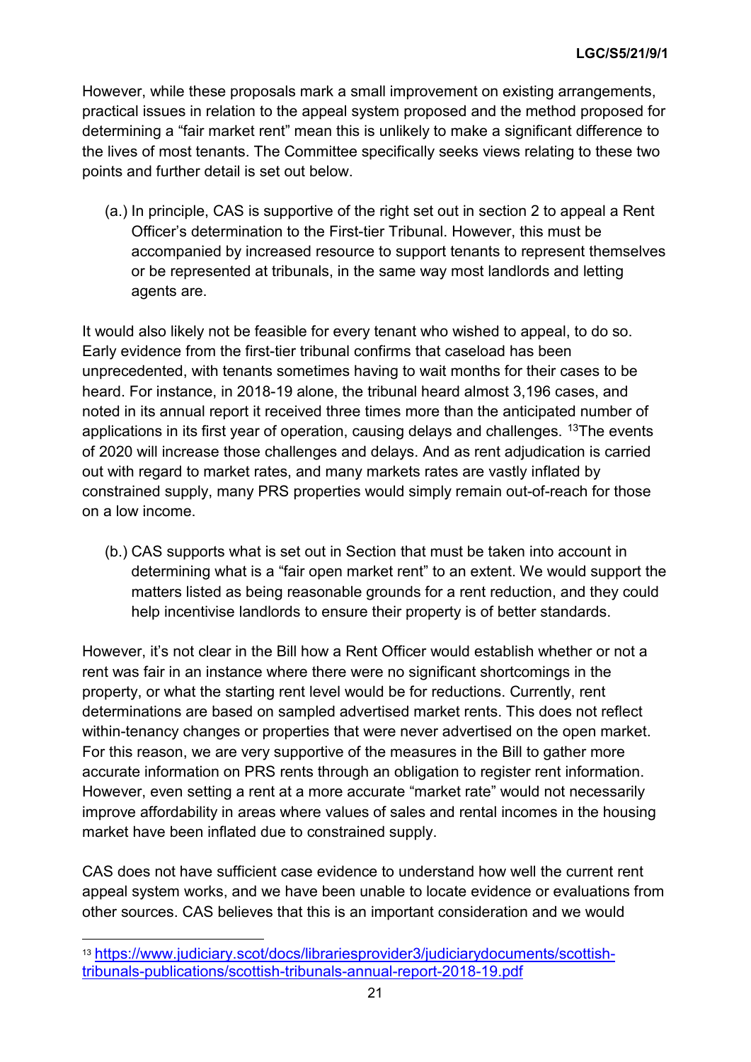However, while these proposals mark a small improvement on existing arrangements, practical issues in relation to the appeal system proposed and the method proposed for determining a "fair market rent" mean this is unlikely to make a significant difference to the lives of most tenants. The Committee specifically seeks views relating to these two points and further detail is set out below.

(a.) In principle, CAS is supportive of the right set out in section 2 to appeal a Rent Officer's determination to the First-tier Tribunal. However, this must be accompanied by increased resource to support tenants to represent themselves or be represented at tribunals, in the same way most landlords and letting agents are.

It would also likely not be feasible for every tenant who wished to appeal, to do so. Early evidence from the first-tier tribunal confirms that caseload has been unprecedented, with tenants sometimes having to wait months for their cases to be heard. For instance, in 2018-19 alone, the tribunal heard almost 3,196 cases, and noted in its annual report it received three times more than the anticipated number of applications in its first year of operation, causing delays and challenges. [13]The events of 2020 will increase those challenges and delays. And as rent adjudication is carried out with regard to market rates, and many markets rates are vastly inflated by constrained supply, many PRS properties would simply remain out-of-reach for those on a low income.

(b.) CAS supports what is set out in Section that must be taken into account in determining what is a "fair open market rent" to an extent. We would support the matters listed as being reasonable grounds for a rent reduction, and they could help incentivise landlords to ensure their property is of better standards.

However, it's not clear in the Bill how a Rent Officer would establish whether or not a rent was fair in an instance where there were no significant shortcomings in the property, or what the starting rent level would be for reductions. Currently, rent determinations are based on sampled advertised market rents. This does not reflect within-tenancy changes or properties that were never advertised on the open market. For this reason, we are very supportive of the measures in the Bill to gather more accurate information on PRS rents through an obligation to register rent information. However, even setting a rent at a more accurate "market rate" would not necessarily improve affordability in areas where values of sales and rental incomes in the housing market have been inflated due to constrained supply.

CAS does not have sufficient case evidence to understand how well the current rent appeal system works, and we have been unable to locate evidence or evaluations from other sources. CAS believes that this is an important consideration and we would

---

[13] https://www.judiciary.scot/docs/librariesprovider3/judiciarydocuments/scottish-tribunals-publications/scottish-tribunals-annual-report-2018-19.pdf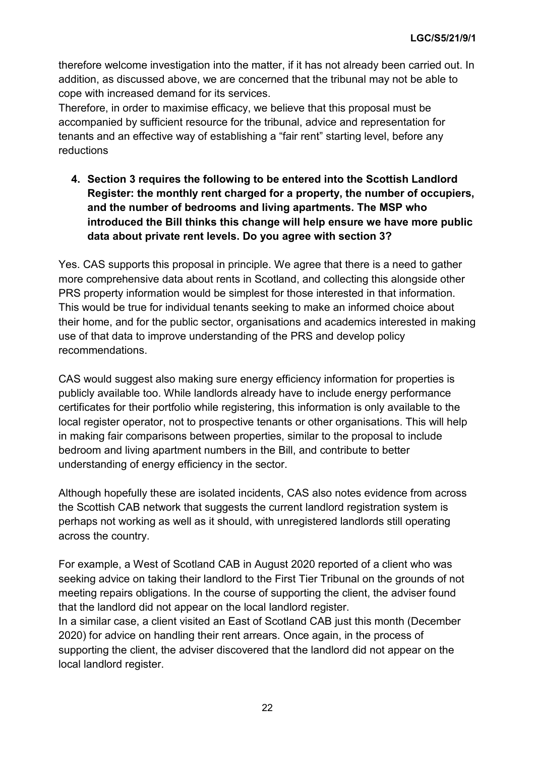therefore welcome investigation into the matter, if it has not already been carried out. In addition, as discussed above, we are concerned that the tribunal may not be able to cope with increased demand for its services.

Therefore, in order to maximise efficacy, we believe that this proposal must be accompanied by sufficient resource for the tribunal, advice and representation for tenants and an effective way of establishing a "fair rent" starting level, before any reductions

**4. Section 3 requires the following to be entered into the Scottish Landlord Register: the monthly rent charged for a property, the number of occupiers, and the number of bedrooms and living apartments. The MSP who introduced the Bill thinks this change will help ensure we have more public data about private rent levels. Do you agree with section 3?**

Yes. CAS supports this proposal in principle. We agree that there is a need to gather more comprehensive data about rents in Scotland, and collecting this alongside other PRS property information would be simplest for those interested in that information. This would be true for individual tenants seeking to make an informed choice about their home, and for the public sector, organisations and academics interested in making use of that data to improve understanding of the PRS and develop policy recommendations.

CAS would suggest also making sure energy efficiency information for properties is publicly available too. While landlords already have to include energy performance certificates for their portfolio while registering, this information is only available to the local register operator, not to prospective tenants or other organisations. This will help in making fair comparisons between properties, similar to the proposal to include bedroom and living apartment numbers in the Bill, and contribute to better understanding of energy efficiency in the sector.

Although hopefully these are isolated incidents, CAS also notes evidence from across the Scottish CAB network that suggests the current landlord registration system is perhaps not working as well as it should, with unregistered landlords still operating across the country.

For example, a West of Scotland CAB in August 2020 reported of a client who was seeking advice on taking their landlord to the First Tier Tribunal on the grounds of not meeting repairs obligations. In the course of supporting the client, the adviser found that the landlord did not appear on the local landlord register.
In a similar case, a client visited an East of Scotland CAB just this month (December 2020) for advice on handling their rent arrears. Once again, in the process of supporting the client, the adviser discovered that the landlord did not appear on the local landlord register.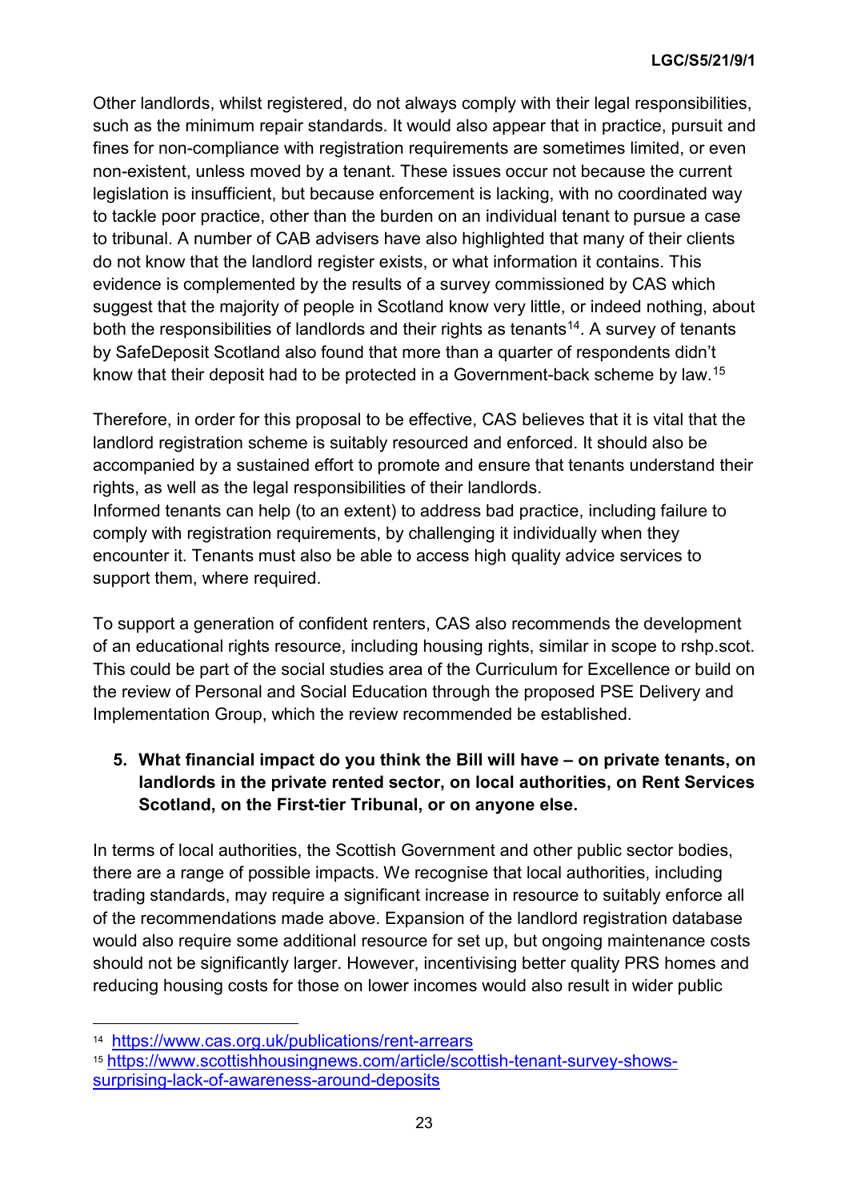Other landlords, whilst registered, do not always comply with their legal responsibilities, such as the minimum repair standards. It would also appear that in practice, pursuit and fines for non-compliance with registration requirements are sometimes limited, or even non-existent, unless moved by a tenant. These issues occur not because the current legislation is insufficient, but because enforcement is lacking, with no coordinated way to tackle poor practice, other than the burden on an individual tenant to pursue a case to tribunal. A number of CAB advisers have also highlighted that many of their clients do not know that the landlord register exists, or what information it contains. This evidence is complemented by the results of a survey commissioned by CAS which suggest that the majority of people in Scotland know very little, or indeed nothing, about both the responsibilities of landlords and their rights as tenants[14]. A survey of tenants by SafeDeposit Scotland also found that more than a quarter of respondents didn't know that their deposit had to be protected in a Government-back scheme by law.[15]

Therefore, in order for this proposal to be effective, CAS believes that it is vital that the landlord registration scheme is suitably resourced and enforced. It should also be accompanied by a sustained effort to promote and ensure that tenants understand their rights, as well as the legal responsibilities of their landlords.
Informed tenants can help (to an extent) to address bad practice, including failure to comply with registration requirements, by challenging it individually when they encounter it. Tenants must also be able to access high quality advice services to support them, where required.

To support a generation of confident renters, CAS also recommends the development of an educational rights resource, including housing rights, similar in scope to rshp.scot. This could be part of the social studies area of the Curriculum for Excellence or build on the review of Personal and Social Education through the proposed PSE Delivery and Implementation Group, which the review recommended be established.

5. **What financial impact do you think the Bill will have – on private tenants, on landlords in the private rented sector, on local authorities, on Rent Services Scotland, on the First-tier Tribunal, or on anyone else.**

In terms of local authorities, the Scottish Government and other public sector bodies, there are a range of possible impacts. We recognise that local authorities, including trading standards, may require a significant increase in resource to suitably enforce all of the recommendations made above. Expansion of the landlord registration database would also require some additional resource for set up, but ongoing maintenance costs should not be significantly larger. However, incentivising better quality PRS homes and reducing housing costs for those on lower incomes would also result in wider public

---

[14] https://www.cas.org.uk/publications/rent-arrears

[15] https://www.scottishhousingnews.com/article/scottish-tenant-survey-shows-surprising-lack-of-awareness-around-deposits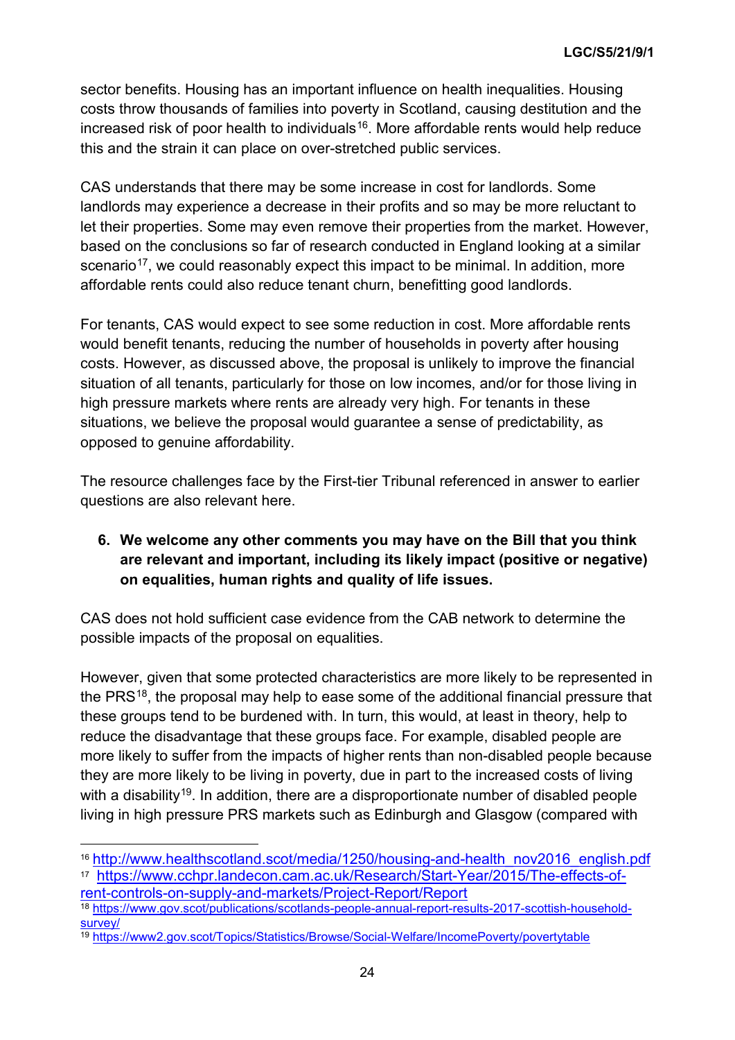sector benefits. Housing has an important influence on health inequalities. Housing costs throw thousands of families into poverty in Scotland, causing destitution and the increased risk of poor health to individuals[16]. More affordable rents would help reduce this and the strain it can place on over-stretched public services.

CAS understands that there may be some increase in cost for landlords. Some landlords may experience a decrease in their profits and so may be more reluctant to let their properties. Some may even remove their properties from the market. However, based on the conclusions so far of research conducted in England looking at a similar scenario[17], we could reasonably expect this impact to be minimal. In addition, more affordable rents could also reduce tenant churn, benefitting good landlords.

For tenants, CAS would expect to see some reduction in cost. More affordable rents would benefit tenants, reducing the number of households in poverty after housing costs. However, as discussed above, the proposal is unlikely to improve the financial situation of all tenants, particularly for those on low incomes, and/or for those living in high pressure markets where rents are already very high. For tenants in these situations, we believe the proposal would guarantee a sense of predictability, as opposed to genuine affordability.

The resource challenges face by the First-tier Tribunal referenced in answer to earlier questions are also relevant here.

6. **We welcome any other comments you may have on the Bill that you think are relevant and important, including its likely impact (positive or negative) on equalities, human rights and quality of life issues.**

CAS does not hold sufficient case evidence from the CAB network to determine the possible impacts of the proposal on equalities.

However, given that some protected characteristics are more likely to be represented in the PRS[18], the proposal may help to ease some of the additional financial pressure that these groups tend to be burdened with. In turn, this would, at least in theory, help to reduce the disadvantage that these groups face. For example, disabled people are more likely to suffer from the impacts of higher rents than non-disabled people because they are more likely to be living in poverty, due in part to the increased costs of living with a disability[19]. In addition, there are a disproportionate number of disabled people living in high pressure PRS markets such as Edinburgh and Glasgow (compared with

---

[16] http://www.healthscotland.scot/media/1250/housing-and-health_nov2016_english.pdf

[17] https://www.cchpr.landecon.cam.ac.uk/Research/Start-Year/2015/The-effects-of-rent-controls-on-supply-and-markets/Project-Report/Report

[18] https://www.gov.scot/publications/scotlands-people-annual-report-results-2017-scottish-household-survey/

[19] https://www2.gov.scot/Topics/Statistics/Browse/Social-Welfare/IncomePoverty/povertytable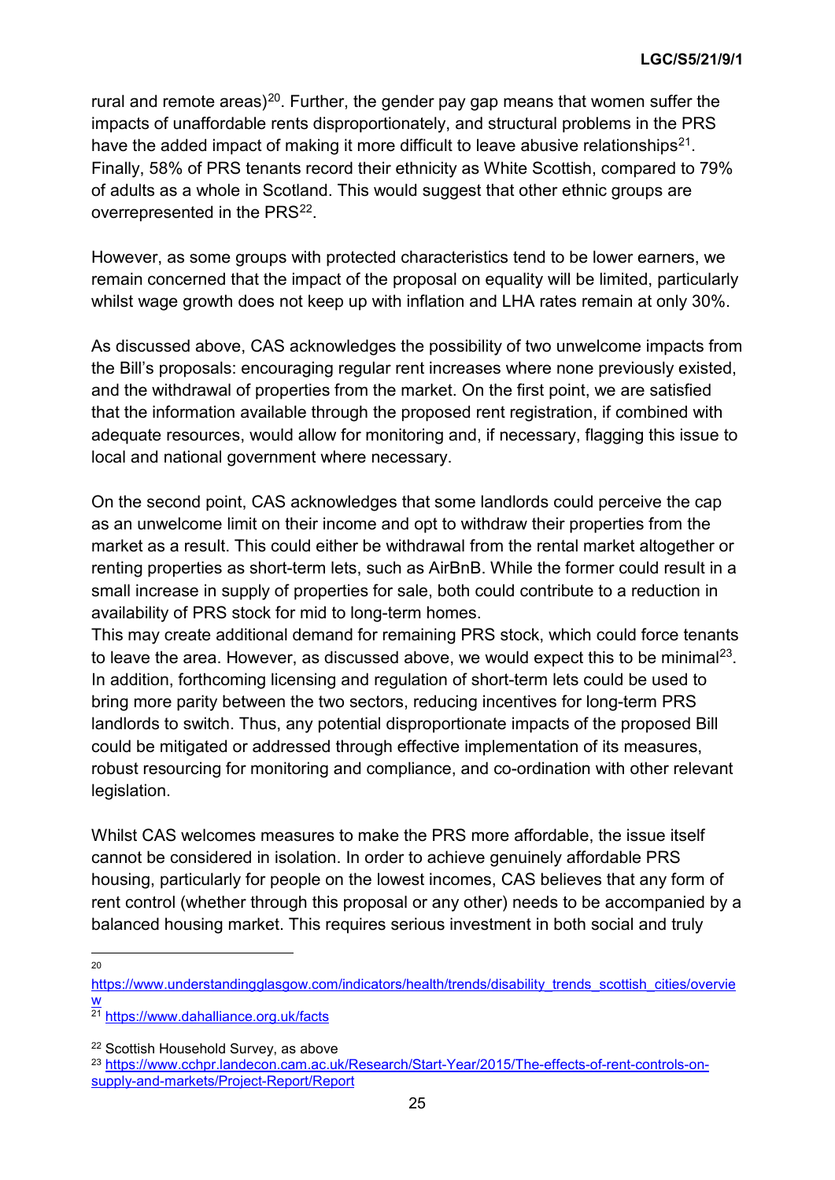rural and remote areas)[20]. Further, the gender pay gap means that women suffer the impacts of unaffordable rents disproportionately, and structural problems in the PRS have the added impact of making it more difficult to leave abusive relationships[21]. Finally, 58% of PRS tenants record their ethnicity as White Scottish, compared to 79% of adults as a whole in Scotland. This would suggest that other ethnic groups are overrepresented in the PRS[22].

However, as some groups with protected characteristics tend to be lower earners, we remain concerned that the impact of the proposal on equality will be limited, particularly whilst wage growth does not keep up with inflation and LHA rates remain at only 30%.

As discussed above, CAS acknowledges the possibility of two unwelcome impacts from the Bill's proposals: encouraging regular rent increases where none previously existed, and the withdrawal of properties from the market. On the first point, we are satisfied that the information available through the proposed rent registration, if combined with adequate resources, would allow for monitoring and, if necessary, flagging this issue to local and national government where necessary.

On the second point, CAS acknowledges that some landlords could perceive the cap as an unwelcome limit on their income and opt to withdraw their properties from the market as a result. This could either be withdrawal from the rental market altogether or renting properties as short-term lets, such as AirBnB. While the former could result in a small increase in supply of properties for sale, both could contribute to a reduction in availability of PRS stock for mid to long-term homes.
This may create additional demand for remaining PRS stock, which could force tenants to leave the area. However, as discussed above, we would expect this to be minimal[23]. In addition, forthcoming licensing and regulation of short-term lets could be used to bring more parity between the two sectors, reducing incentives for long-term PRS landlords to switch. Thus, any potential disproportionate impacts of the proposed Bill could be mitigated or addressed through effective implementation of its measures, robust resourcing for monitoring and compliance, and co-ordination with other relevant legislation.

Whilst CAS welcomes measures to make the PRS more affordable, the issue itself cannot be considered in isolation. In order to achieve genuinely affordable PRS housing, particularly for people on the lowest incomes, CAS believes that any form of rent control (whether through this proposal or any other) needs to be accompanied by a balanced housing market. This requires serious investment in both social and truly

---

[20] https://www.understandingglasgow.com/indicators/health/trends/disability_trends_scottish_cities/overview

[21] https://www.dahalliance.org.uk/facts

[22] Scottish Household Survey, as above

[23] https://www.cchpr.landecon.cam.ac.uk/Research/Start-Year/2015/The-effects-of-rent-controls-on-supply-and-markets/Project-Report/Report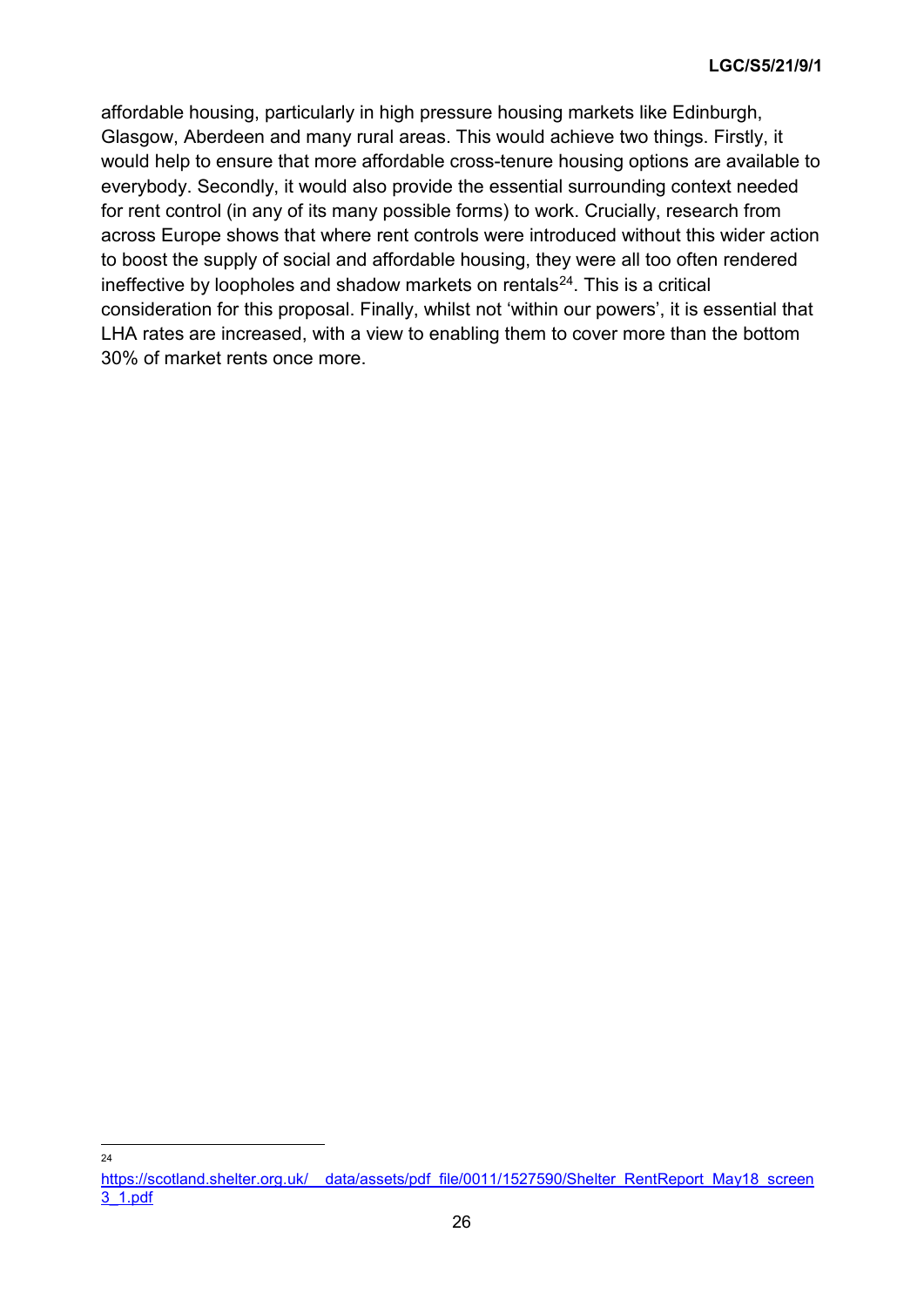affordable housing, particularly in high pressure housing markets like Edinburgh, Glasgow, Aberdeen and many rural areas. This would achieve two things. Firstly, it would help to ensure that more affordable cross-tenure housing options are available to everybody. Secondly, it would also provide the essential surrounding context needed for rent control (in any of its many possible forms) to work. Crucially, research from across Europe shows that where rent controls were introduced without this wider action to boost the supply of social and affordable housing, they were all too often rendered ineffective by loopholes and shadow markets on rentals[24]. This is a critical consideration for this proposal. Finally, whilst not 'within our powers', it is essential that LHA rates are increased, with a view to enabling them to cover more than the bottom 30% of market rents once more.

---

[24] https://scotland.shelter.org.uk/__data/assets/pdf_file/0011/1527590/Shelter_RentReport_May18_screen3_1.pdf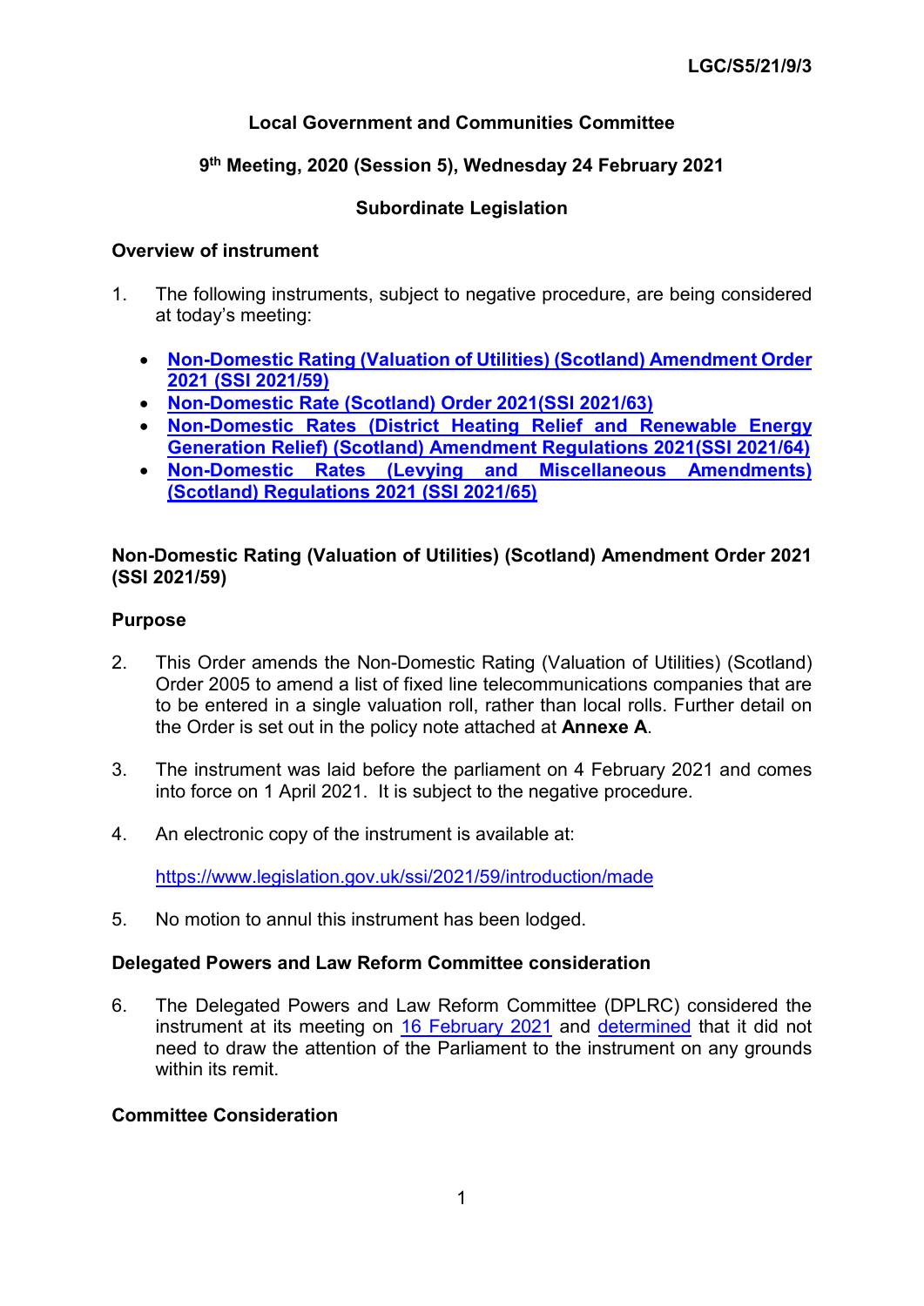**LGC/S5/21/9/3**

**Local Government and Communities Committee**

**9th Meeting, 2020 (Session 5), Wednesday 24 February 2021**

**Subordinate Legislation**

**Overview of instrument**

1. The following instruments, subject to negative procedure, are being considered at today's meeting:

   - **Non-Domestic Rating (Valuation of Utilities) (Scotland) Amendment Order 2021 (SSI 2021/59)**
   - **Non-Domestic Rate (Scotland) Order 2021(SSI 2021/63)**
   - **Non-Domestic Rates (District Heating Relief and Renewable Energy Generation Relief) (Scotland) Amendment Regulations 2021(SSI 2021/64)**
   - **Non-Domestic Rates (Levying and Miscellaneous Amendments) (Scotland) Regulations 2021 (SSI 2021/65)**

**Non-Domestic Rating (Valuation of Utilities) (Scotland) Amendment Order 2021 (SSI 2021/59)**

**Purpose**

2. This Order amends the Non-Domestic Rating (Valuation of Utilities) (Scotland) Order 2005 to amend a list of fixed line telecommunications companies that are to be entered in a single valuation roll, rather than local rolls. Further detail on the Order is set out in the policy note attached at **Annexe A**.

3. The instrument was laid before the parliament on 4 February 2021 and comes into force on 1 April 2021. It is subject to the negative procedure.

4. An electronic copy of the instrument is available at:

   https://www.legislation.gov.uk/ssi/2021/59/introduction/made

5. No motion to annul this instrument has been lodged.

**Delegated Powers and Law Reform Committee consideration**

6. The Delegated Powers and Law Reform Committee (DPLRC) considered the instrument at its meeting on 16 February 2021 and determined that it did not need to draw the attention of the Parliament to the instrument on any grounds within its remit.

**Committee Consideration**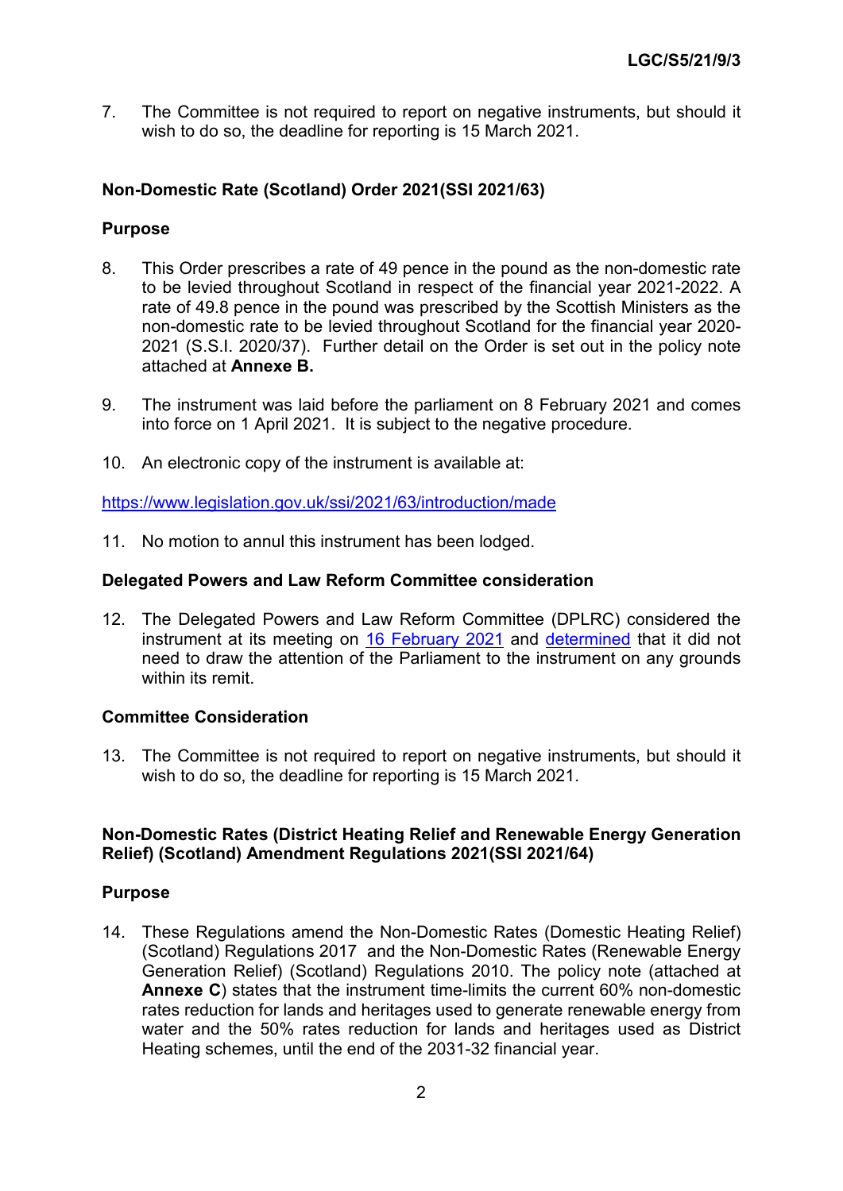7. The Committee is not required to report on negative instruments, but should it wish to do so, the deadline for reporting is 15 March 2021.

**Non-Domestic Rate (Scotland) Order 2021(SSI 2021/63)**

**Purpose**

8. This Order prescribes a rate of 49 pence in the pound as the non-domestic rate to be levied throughout Scotland in respect of the financial year 2021-2022. A rate of 49.8 pence in the pound was prescribed by the Scottish Ministers as the non-domestic rate to be levied throughout Scotland for the financial year 2020-2021 (S.S.I. 2020/37). Further detail on the Order is set out in the policy note attached at **Annexe B.**

9. The instrument was laid before the parliament on 8 February 2021 and comes into force on 1 April 2021. It is subject to the negative procedure.

10. An electronic copy of the instrument is available at:

https://www.legislation.gov.uk/ssi/2021/63/introduction/made

11. No motion to annul this instrument has been lodged.

**Delegated Powers and Law Reform Committee consideration**

12. The Delegated Powers and Law Reform Committee (DPLRC) considered the instrument at its meeting on 16 February 2021 and determined that it did not need to draw the attention of the Parliament to the instrument on any grounds within its remit.

**Committee Consideration**

13. The Committee is not required to report on negative instruments, but should it wish to do so, the deadline for reporting is 15 March 2021.

**Non-Domestic Rates (District Heating Relief and Renewable Energy Generation Relief) (Scotland) Amendment Regulations 2021(SSI 2021/64)**

**Purpose**

14. These Regulations amend the Non-Domestic Rates (Domestic Heating Relief) (Scotland) Regulations 2017 and the Non-Domestic Rates (Renewable Energy Generation Relief) (Scotland) Regulations 2010. The policy note (attached at **Annexe C**) states that the instrument time-limits the current 60% non-domestic rates reduction for lands and heritages used to generate renewable energy from water and the 50% rates reduction for lands and heritages used as District Heating schemes, until the end of the 2031-32 financial year.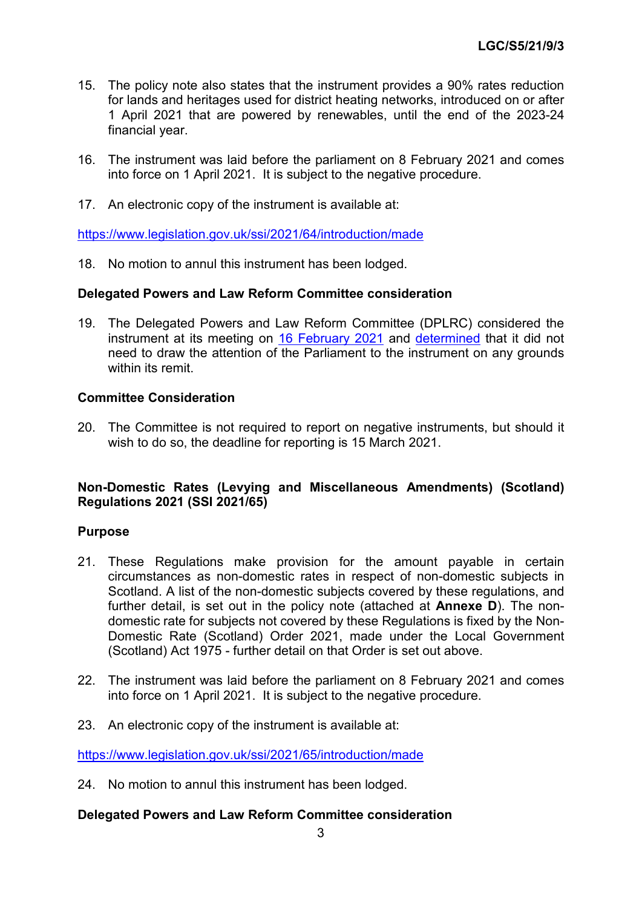15. The policy note also states that the instrument provides a 90% rates reduction for lands and heritages used for district heating networks, introduced on or after 1 April 2021 that are powered by renewables, until the end of the 2023-24 financial year.

16. The instrument was laid before the parliament on 8 February 2021 and comes into force on 1 April 2021. It is subject to the negative procedure.

17. An electronic copy of the instrument is available at:

https://www.legislation.gov.uk/ssi/2021/64/introduction/made

18. No motion to annul this instrument has been lodged.

**Delegated Powers and Law Reform Committee consideration**

19. The Delegated Powers and Law Reform Committee (DPLRC) considered the instrument at its meeting on 16 February 2021 and determined that it did not need to draw the attention of the Parliament to the instrument on any grounds within its remit.

**Committee Consideration**

20. The Committee is not required to report on negative instruments, but should it wish to do so, the deadline for reporting is 15 March 2021.

**Non-Domestic Rates (Levying and Miscellaneous Amendments) (Scotland) Regulations 2021 (SSI 2021/65)**

**Purpose**

21. These Regulations make provision for the amount payable in certain circumstances as non-domestic rates in respect of non-domestic subjects in Scotland. A list of the non-domestic subjects covered by these regulations, and further detail, is set out in the policy note (attached at **Annexe D**). The non-domestic rate for subjects not covered by these Regulations is fixed by the Non-Domestic Rate (Scotland) Order 2021, made under the Local Government (Scotland) Act 1975 - further detail on that Order is set out above.

22. The instrument was laid before the parliament on 8 February 2021 and comes into force on 1 April 2021. It is subject to the negative procedure.

23. An electronic copy of the instrument is available at:

https://www.legislation.gov.uk/ssi/2021/65/introduction/made

24. No motion to annul this instrument has been lodged.

**Delegated Powers and Law Reform Committee consideration**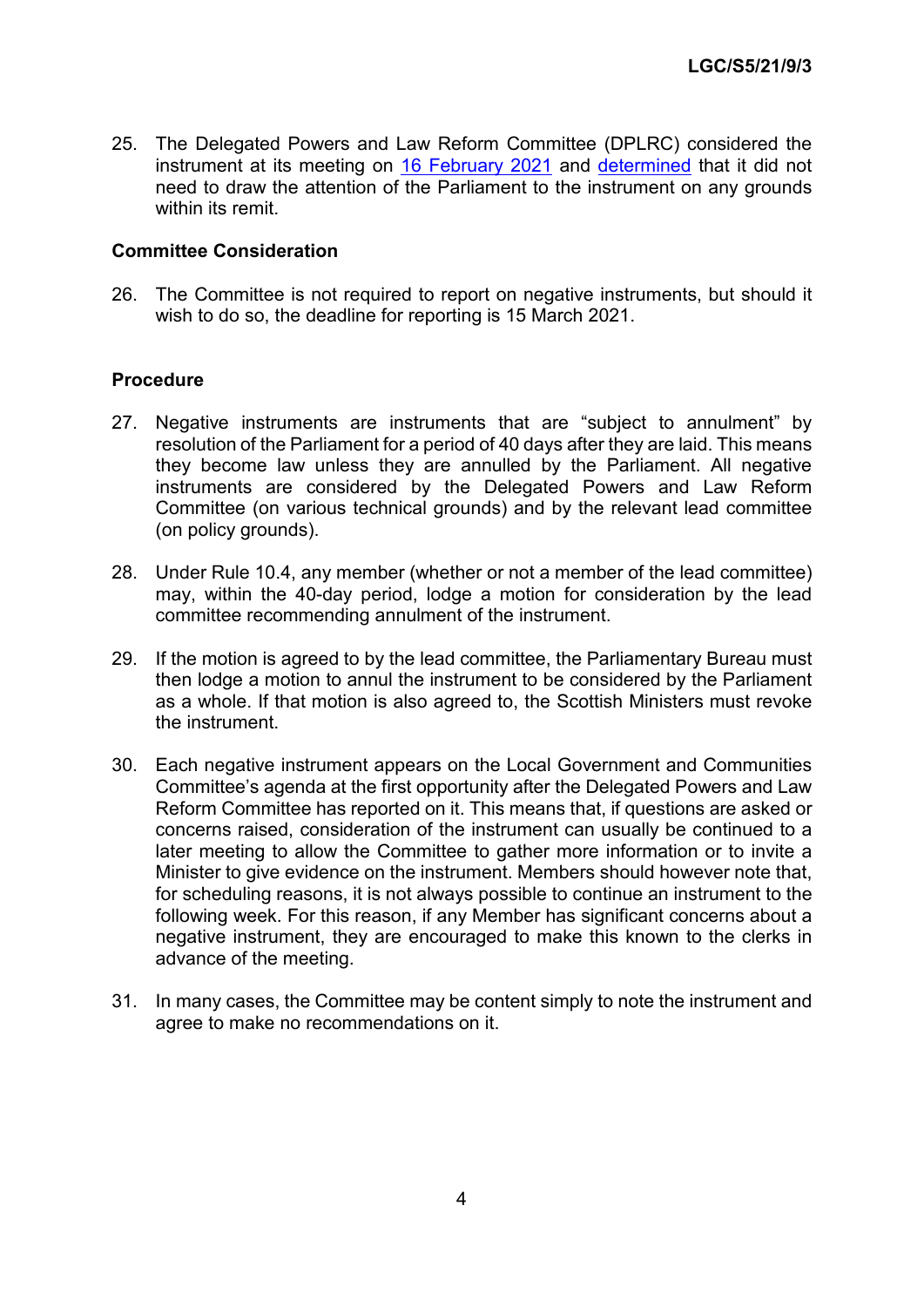25. The Delegated Powers and Law Reform Committee (DPLRC) considered the instrument at its meeting on 16 February 2021 and determined that it did not need to draw the attention of the Parliament to the instrument on any grounds within its remit.

### Committee Consideration

26. The Committee is not required to report on negative instruments, but should it wish to do so, the deadline for reporting is 15 March 2021.

### Procedure

27. Negative instruments are instruments that are "subject to annulment" by resolution of the Parliament for a period of 40 days after they are laid. This means they become law unless they are annulled by the Parliament. All negative instruments are considered by the Delegated Powers and Law Reform Committee (on various technical grounds) and by the relevant lead committee (on policy grounds).

28. Under Rule 10.4, any member (whether or not a member of the lead committee) may, within the 40-day period, lodge a motion for consideration by the lead committee recommending annulment of the instrument.

29. If the motion is agreed to by the lead committee, the Parliamentary Bureau must then lodge a motion to annul the instrument to be considered by the Parliament as a whole. If that motion is also agreed to, the Scottish Ministers must revoke the instrument.

30. Each negative instrument appears on the Local Government and Communities Committee's agenda at the first opportunity after the Delegated Powers and Law Reform Committee has reported on it. This means that, if questions are asked or concerns raised, consideration of the instrument can usually be continued to a later meeting to allow the Committee to gather more information or to invite a Minister to give evidence on the instrument. Members should however note that, for scheduling reasons, it is not always possible to continue an instrument to the following week. For this reason, if any Member has significant concerns about a negative instrument, they are encouraged to make this known to the clerks in advance of the meeting.

31. In many cases, the Committee may be content simply to note the instrument and agree to make no recommendations on it.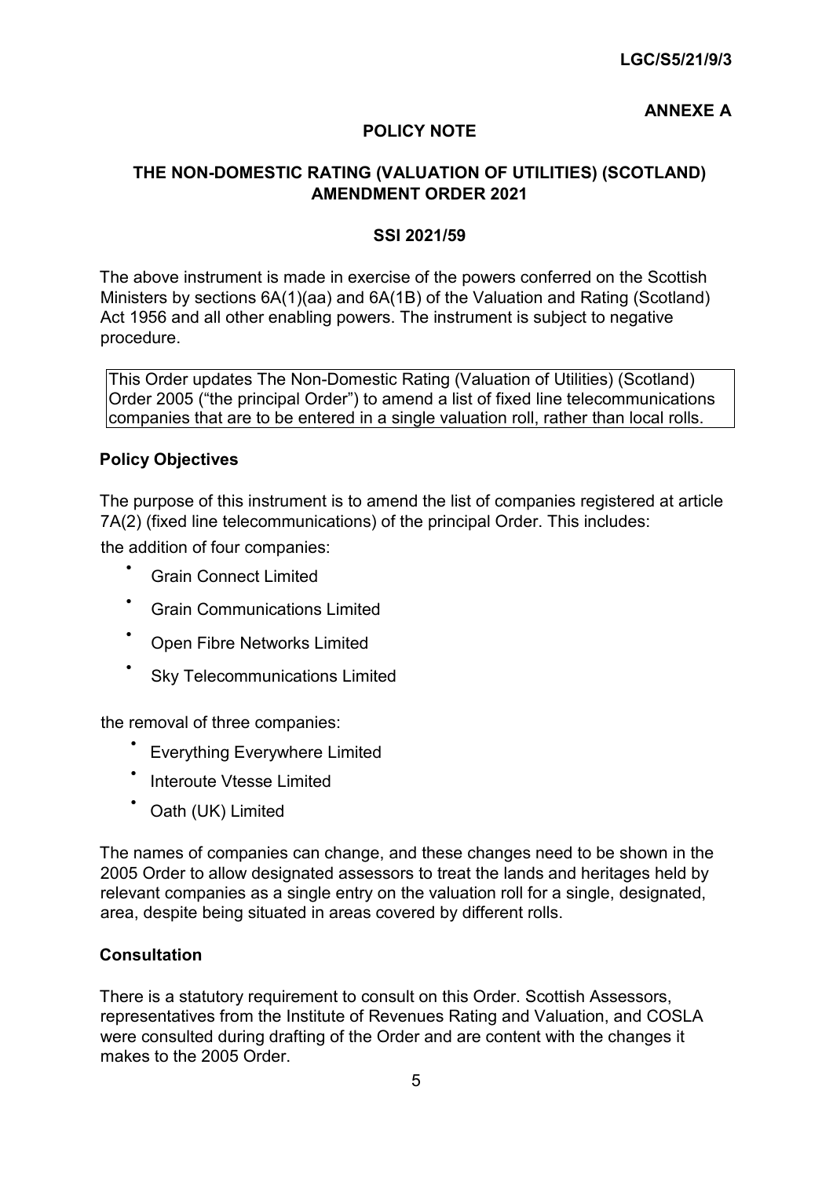LGC/S5/21/9/3

**ANNEXE A**

## POLICY NOTE

## THE NON-DOMESTIC RATING (VALUATION OF UTILITIES) (SCOTLAND) AMENDMENT ORDER 2021

### SSI 2021/59

The above instrument is made in exercise of the powers conferred on the Scottish Ministers by sections 6A(1)(aa) and 6A(1B) of the Valuation and Rating (Scotland) Act 1956 and all other enabling powers. The instrument is subject to negative procedure.

This Order updates The Non-Domestic Rating (Valuation of Utilities) (Scotland) Order 2005 ("the principal Order") to amend a list of fixed line telecommunications companies that are to be entered in a single valuation roll, rather than local rolls.

### Policy Objectives

The purpose of this instrument is to amend the list of companies registered at article 7A(2) (fixed line telecommunications) of the principal Order. This includes:

the addition of four companies:

- Grain Connect Limited
- Grain Communications Limited
- Open Fibre Networks Limited
- Sky Telecommunications Limited

the removal of three companies:

- Everything Everywhere Limited
- Interoute Vtesse Limited
- Oath (UK) Limited

The names of companies can change, and these changes need to be shown in the 2005 Order to allow designated assessors to treat the lands and heritages held by relevant companies as a single entry on the valuation roll for a single, designated, area, despite being situated in areas covered by different rolls.

### Consultation

There is a statutory requirement to consult on this Order. Scottish Assessors, representatives from the Institute of Revenues Rating and Valuation, and COSLA were consulted during drafting of the Order and are content with the changes it makes to the 2005 Order.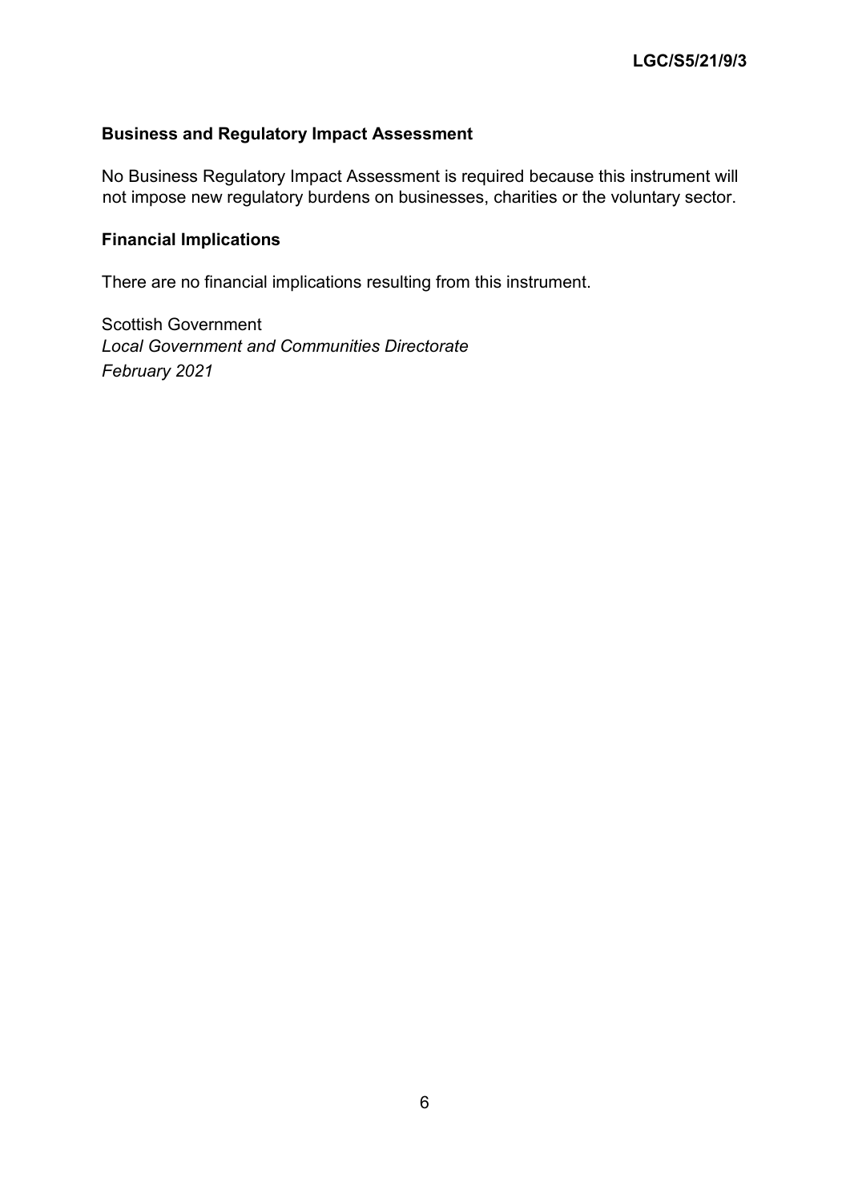**Business and Regulatory Impact Assessment**

No Business Regulatory Impact Assessment is required because this instrument will not impose new regulatory burdens on businesses, charities or the voluntary sector.

**Financial Implications**

There are no financial implications resulting from this instrument.

Scottish Government
*Local Government and Communities Directorate*
*February 2021*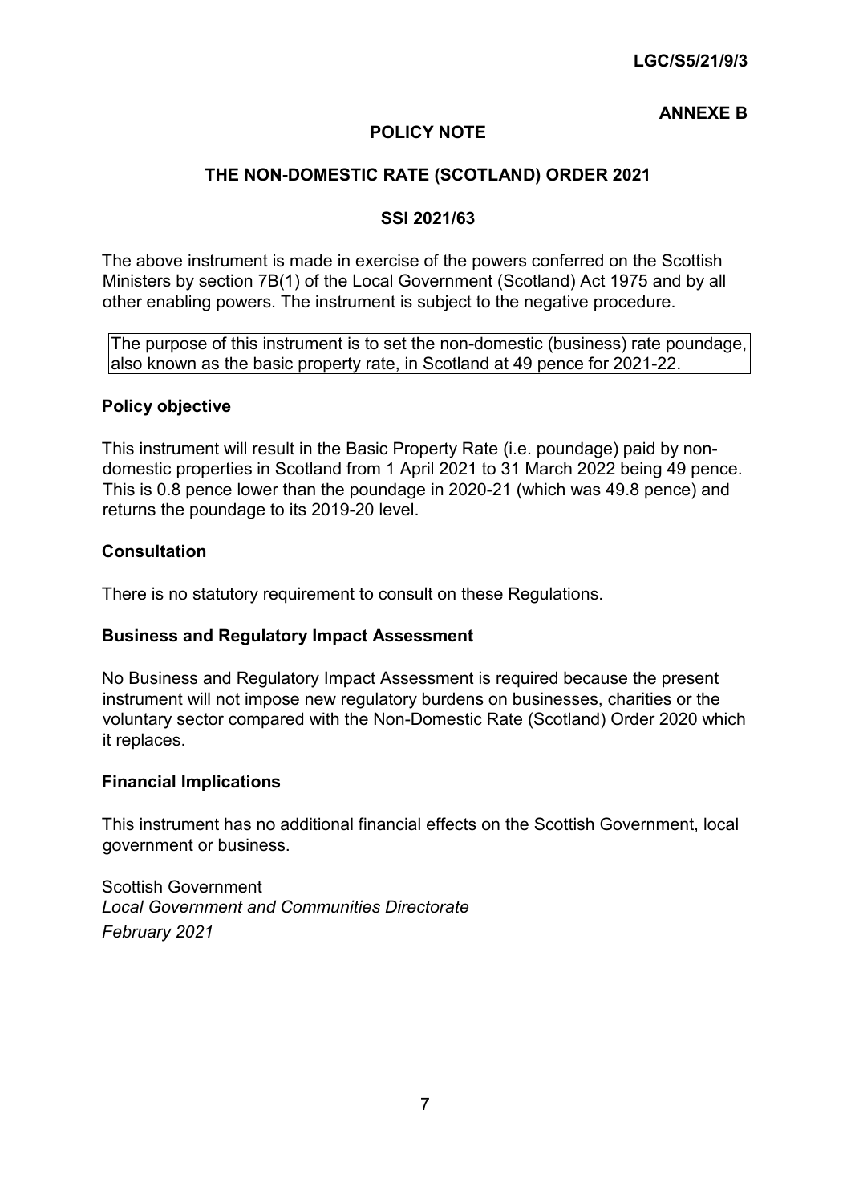LGC/S5/21/9/3

**ANNEXE B**

## POLICY NOTE

## THE NON-DOMESTIC RATE (SCOTLAND) ORDER 2021

## SSI 2021/63

The above instrument is made in exercise of the powers conferred on the Scottish Ministers by section 7B(1) of the Local Government (Scotland) Act 1975 and by all other enabling powers. The instrument is subject to the negative procedure.

The purpose of this instrument is to set the non-domestic (business) rate poundage, also known as the basic property rate, in Scotland at 49 pence for 2021-22.

### Policy objective

This instrument will result in the Basic Property Rate (i.e. poundage) paid by non-domestic properties in Scotland from 1 April 2021 to 31 March 2022 being 49 pence. This is 0.8 pence lower than the poundage in 2020-21 (which was 49.8 pence) and returns the poundage to its 2019-20 level.

### Consultation

There is no statutory requirement to consult on these Regulations.

### Business and Regulatory Impact Assessment

No Business and Regulatory Impact Assessment is required because the present instrument will not impose new regulatory burdens on businesses, charities or the voluntary sector compared with the Non-Domestic Rate (Scotland) Order 2020 which it replaces.

### Financial Implications

This instrument has no additional financial effects on the Scottish Government, local government or business.

Scottish Government
*Local Government and Communities Directorate*
*February 2021*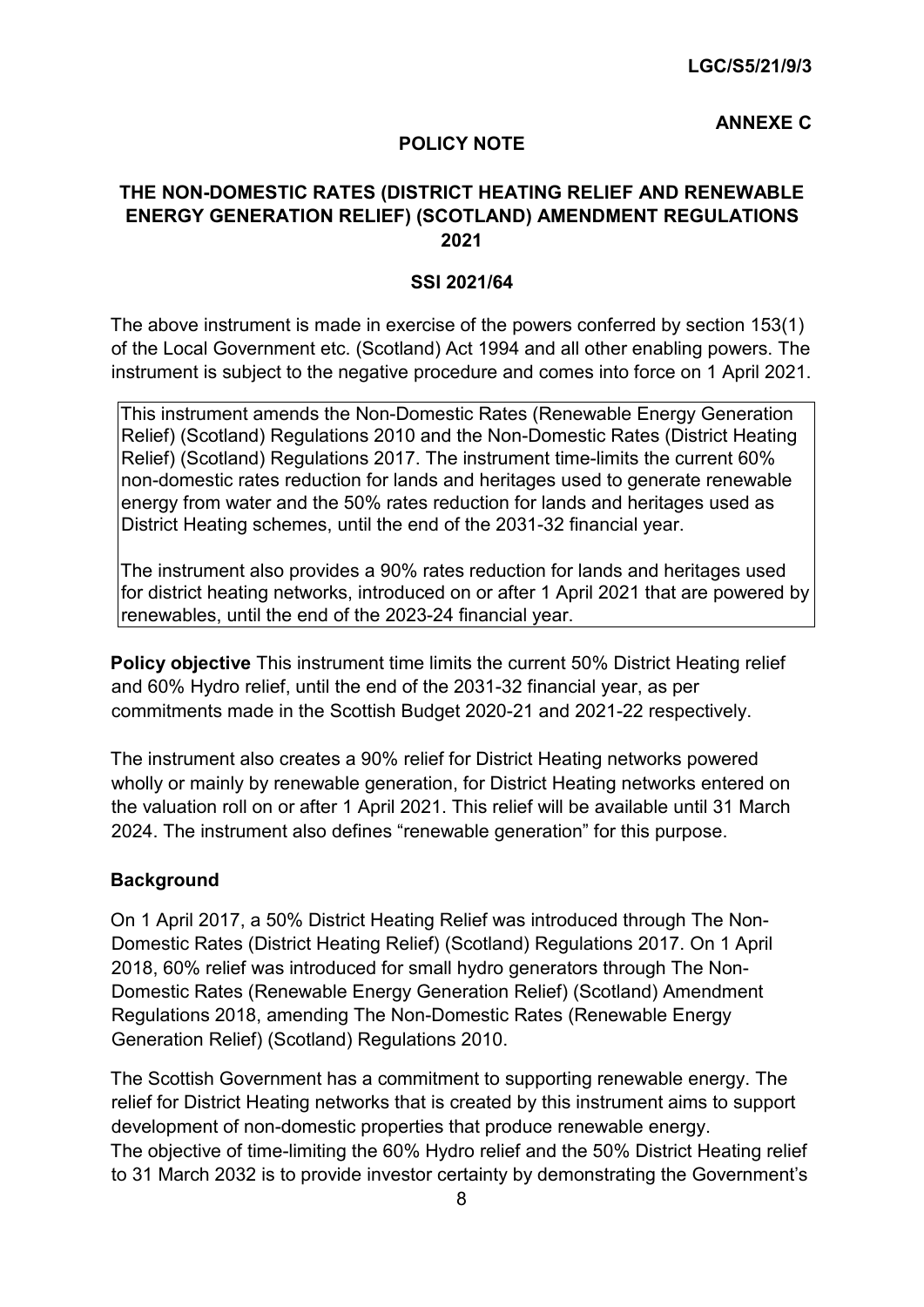LGC/S5/21/9/3

**ANNEXE C**

## POLICY NOTE

### THE NON-DOMESTIC RATES (DISTRICT HEATING RELIEF AND RENEWABLE ENERGY GENERATION RELIEF) (SCOTLAND) AMENDMENT REGULATIONS 2021

### SSI 2021/64

The above instrument is made in exercise of the powers conferred by section 153(1) of the Local Government etc. (Scotland) Act 1994 and all other enabling powers. The instrument is subject to the negative procedure and comes into force on 1 April 2021.

> This instrument amends the Non-Domestic Rates (Renewable Energy Generation Relief) (Scotland) Regulations 2010 and the Non-Domestic Rates (District Heating Relief) (Scotland) Regulations 2017. The instrument time-limits the current 60% non-domestic rates reduction for lands and heritages used to generate renewable energy from water and the 50% rates reduction for lands and heritages used as District Heating schemes, until the end of the 2031-32 financial year.
>
> The instrument also provides a 90% rates reduction for lands and heritages used for district heating networks, introduced on or after 1 April 2021 that are powered by renewables, until the end of the 2023-24 financial year.

**Policy objective** This instrument time limits the current 50% District Heating relief and 60% Hydro relief, until the end of the 2031-32 financial year, as per commitments made in the Scottish Budget 2020-21 and 2021-22 respectively.

The instrument also creates a 90% relief for District Heating networks powered wholly or mainly by renewable generation, for District Heating networks entered on the valuation roll on or after 1 April 2021. This relief will be available until 31 March 2024. The instrument also defines "renewable generation" for this purpose.

### Background

On 1 April 2017, a 50% District Heating Relief was introduced through The Non-Domestic Rates (District Heating Relief) (Scotland) Regulations 2017. On 1 April 2018, 60% relief was introduced for small hydro generators through The Non-Domestic Rates (Renewable Energy Generation Relief) (Scotland) Amendment Regulations 2018, amending The Non-Domestic Rates (Renewable Energy Generation Relief) (Scotland) Regulations 2010.

The Scottish Government has a commitment to supporting renewable energy. The relief for District Heating networks that is created by this instrument aims to support development of non-domestic properties that produce renewable energy.
The objective of time-limiting the 60% Hydro relief and the 50% District Heating relief to 31 March 2032 is to provide investor certainty by demonstrating the Government's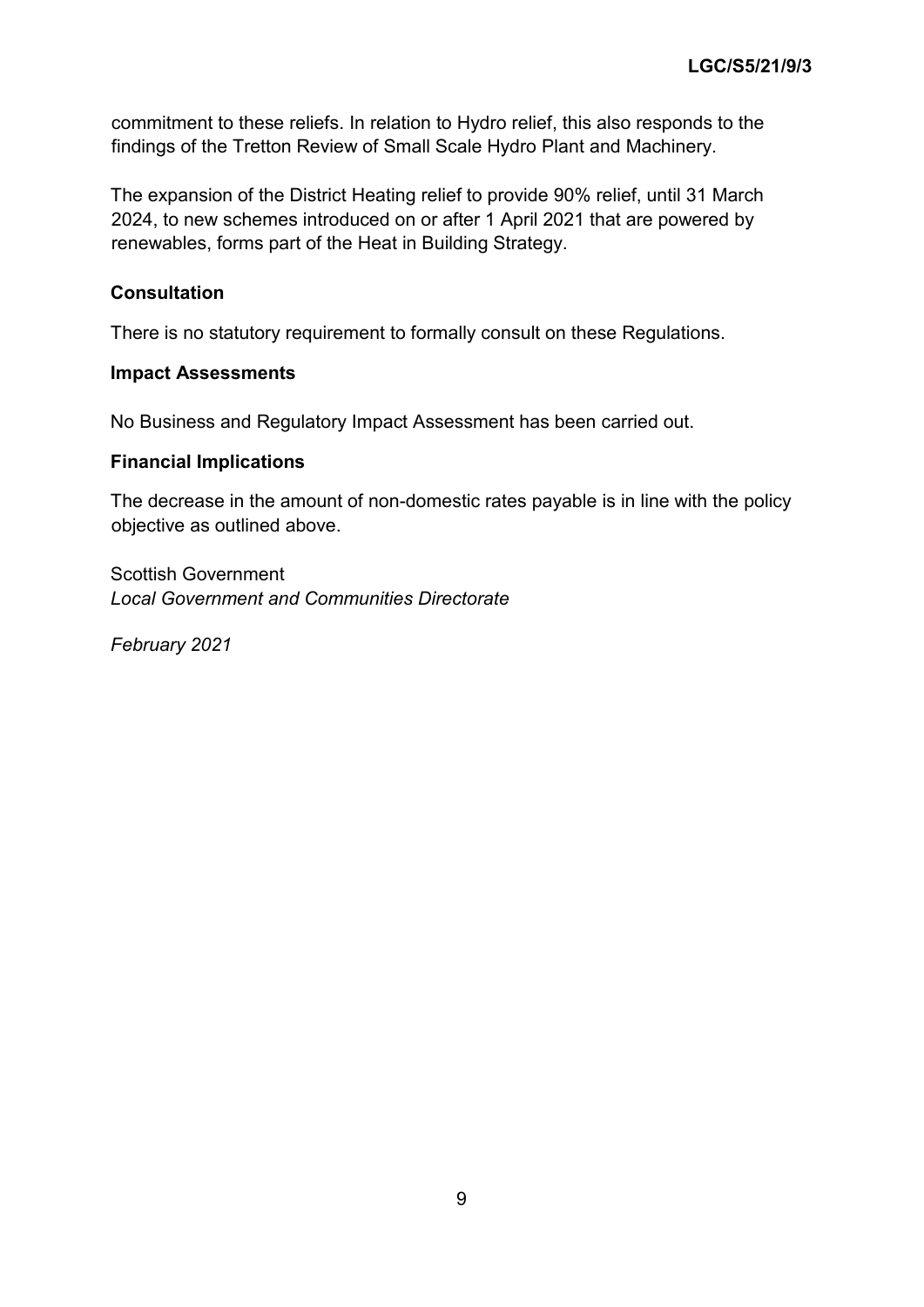commitment to these reliefs. In relation to Hydro relief, this also responds to the findings of the Tretton Review of Small Scale Hydro Plant and Machinery.

The expansion of the District Heating relief to provide 90% relief, until 31 March 2024, to new schemes introduced on or after 1 April 2021 that are powered by renewables, forms part of the Heat in Building Strategy.

**Consultation**

There is no statutory requirement to formally consult on these Regulations.

**Impact Assessments**

No Business and Regulatory Impact Assessment has been carried out.

**Financial Implications**

The decrease in the amount of non-domestic rates payable is in line with the policy objective as outlined above.

Scottish Government
*Local Government and Communities Directorate*

*February 2021*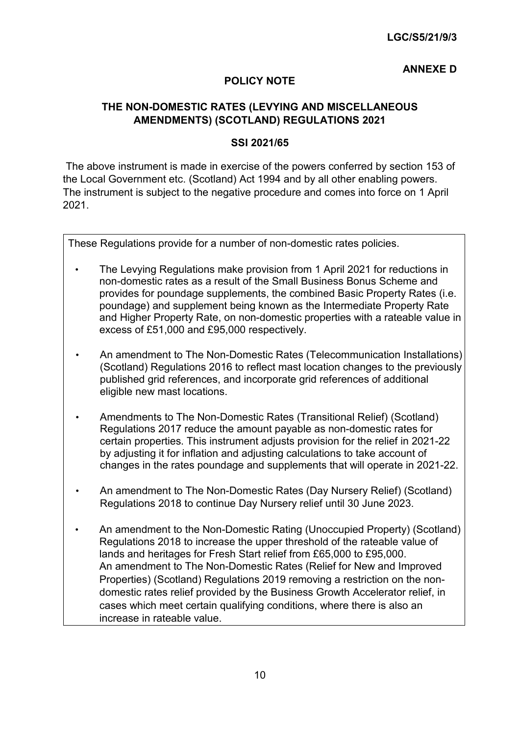**LGC/S5/21/9/3**

**ANNEXE D**

## POLICY NOTE

## THE NON-DOMESTIC RATES (LEVYING AND MISCELLANEOUS AMENDMENTS) (SCOTLAND) REGULATIONS 2021

### SSI 2021/65

The above instrument is made in exercise of the powers conferred by section 153 of the Local Government etc. (Scotland) Act 1994 and by all other enabling powers. The instrument is subject to the negative procedure and comes into force on 1 April 2021.

These Regulations provide for a number of non-domestic rates policies.

- The Levying Regulations make provision from 1 April 2021 for reductions in non-domestic rates as a result of the Small Business Bonus Scheme and provides for poundage supplements, the combined Basic Property Rates (i.e. poundage) and supplement being known as the Intermediate Property Rate and Higher Property Rate, on non-domestic properties with a rateable value in excess of £51,000 and £95,000 respectively.
- An amendment to The Non-Domestic Rates (Telecommunication Installations) (Scotland) Regulations 2016 to reflect mast location changes to the previously published grid references, and incorporate grid references of additional eligible new mast locations.
- Amendments to The Non-Domestic Rates (Transitional Relief) (Scotland) Regulations 2017 reduce the amount payable as non-domestic rates for certain properties. This instrument adjusts provision for the relief in 2021-22 by adjusting it for inflation and adjusting calculations to take account of changes in the rates poundage and supplements that will operate in 2021-22.
- An amendment to The Non-Domestic Rates (Day Nursery Relief) (Scotland) Regulations 2018 to continue Day Nursery relief until 30 June 2023.
- An amendment to the Non-Domestic Rating (Unoccupied Property) (Scotland) Regulations 2018 to increase the upper threshold of the rateable value of lands and heritages for Fresh Start relief from £65,000 to £95,000. An amendment to The Non-Domestic Rates (Relief for New and Improved Properties) (Scotland) Regulations 2019 removing a restriction on the non-domestic rates relief provided by the Business Growth Accelerator relief, in cases which meet certain qualifying conditions, where there is also an increase in rateable value.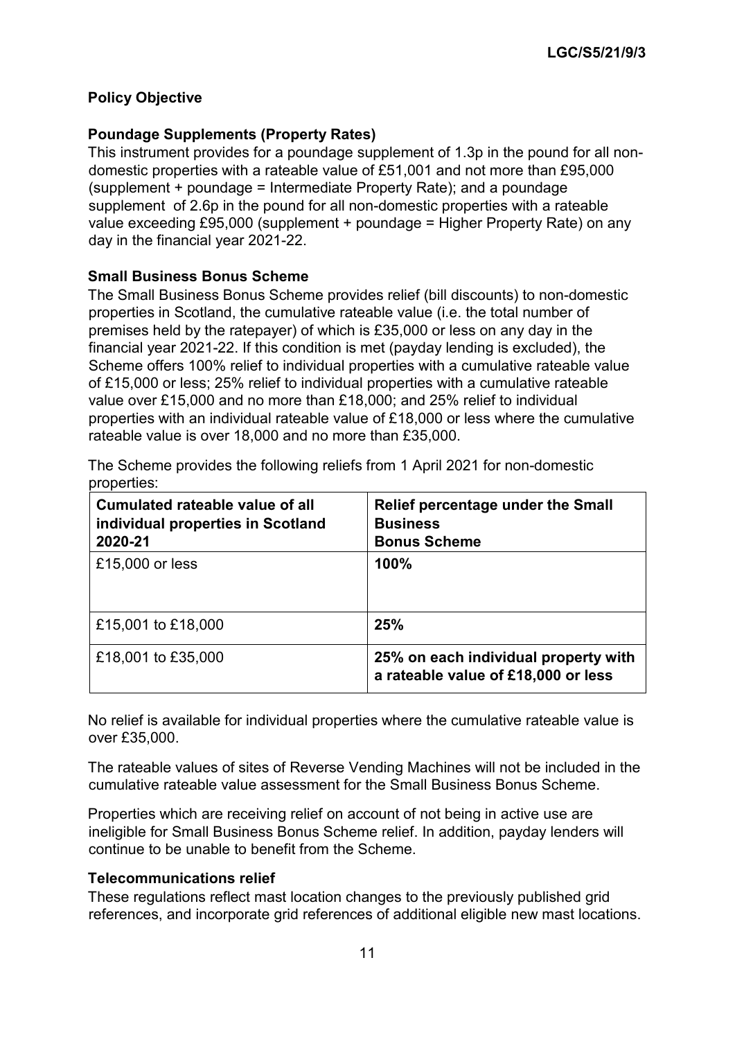**Policy Objective**

**Poundage Supplements (Property Rates)**

This instrument provides for a poundage supplement of 1.3p in the pound for all non-domestic properties with a rateable value of £51,001 and not more than £95,000 (supplement + poundage = Intermediate Property Rate); and a poundage supplement of 2.6p in the pound for all non-domestic properties with a rateable value exceeding £95,000 (supplement + poundage = Higher Property Rate) on any day in the financial year 2021-22.

**Small Business Bonus Scheme**

The Small Business Bonus Scheme provides relief (bill discounts) to non-domestic properties in Scotland, the cumulative rateable value (i.e. the total number of premises held by the ratepayer) of which is £35,000 or less on any day in the financial year 2021-22. If this condition is met (payday lending is excluded), the Scheme offers 100% relief to individual properties with a cumulative rateable value of £15,000 or less; 25% relief to individual properties with a cumulative rateable value over £15,000 and no more than £18,000; and 25% relief to individual properties with an individual rateable value of £18,000 or less where the cumulative rateable value is over 18,000 and no more than £35,000.

The Scheme provides the following reliefs from 1 April 2021 for non-domestic properties:

| Cumulated rateable value of all individual properties in Scotland 2020-21 | Relief percentage under the Small Business Bonus Scheme |
|---|---|
| £15,000 or less | **100%** |
| £15,001 to £18,000 | **25%** |
| £18,001 to £35,000 | **25% on each individual property with a rateable value of £18,000 or less** |

No relief is available for individual properties where the cumulative rateable value is over £35,000.

The rateable values of sites of Reverse Vending Machines will not be included in the cumulative rateable value assessment for the Small Business Bonus Scheme.

Properties which are receiving relief on account of not being in active use are ineligible for Small Business Bonus Scheme relief. In addition, payday lenders will continue to be unable to benefit from the Scheme.

**Telecommunications relief**

These regulations reflect mast location changes to the previously published grid references, and incorporate grid references of additional eligible new mast locations.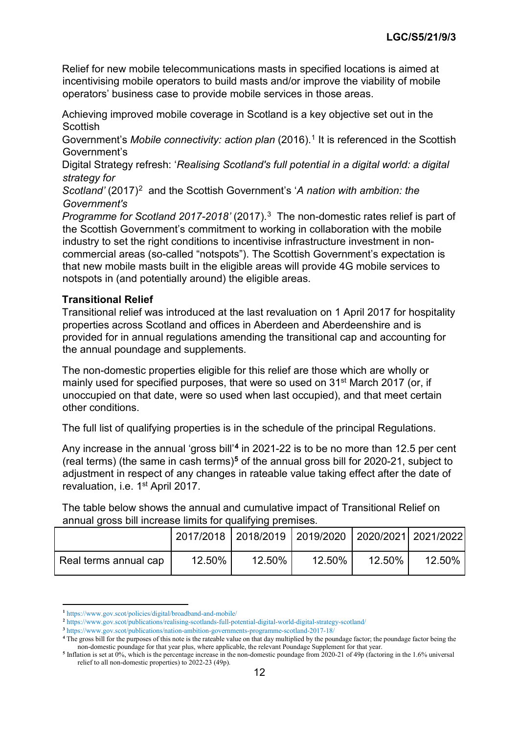Relief for new mobile telecommunications masts in specified locations is aimed at incentivising mobile operators to build masts and/or improve the viability of mobile operators' business case to provide mobile services in those areas.

Achieving improved mobile coverage in Scotland is a key objective set out in the Scottish Government's *Mobile connectivity: action plan* (2016).[1] It is referenced in the Scottish Government's Digital Strategy refresh: '*Realising Scotland's full potential in a digital world: a digital strategy for Scotland'* (2017)[2] and the Scottish Government's '*A nation with ambition: the Government's Programme for Scotland 2017-2018'* (2017).[3] The non-domestic rates relief is part of the Scottish Government's commitment to working in collaboration with the mobile industry to set the right conditions to incentivise infrastructure investment in non-commercial areas (so-called "notspots"). The Scottish Government's expectation is that new mobile masts built in the eligible areas will provide 4G mobile services to notspots in (and potentially around) the eligible areas.

**Transitional Relief**

Transitional relief was introduced at the last revaluation on 1 April 2017 for hospitality properties across Scotland and offices in Aberdeen and Aberdeenshire and is provided for in annual regulations amending the transitional cap and accounting for the annual poundage and supplements.

The non-domestic properties eligible for this relief are those which are wholly or mainly used for specified purposes, that were so used on 31st March 2017 (or, if unoccupied on that date, were so used when last occupied), and that meet certain other conditions.

The full list of qualifying properties is in the schedule of the principal Regulations.

Any increase in the annual 'gross bill'[4] in 2021-22 is to be no more than 12.5 per cent (real terms) (the same in cash terms)[5] of the annual gross bill for 2020-21, subject to adjustment in respect of any changes in rateable value taking effect after the date of revaluation, i.e. 1st April 2017.

The table below shows the annual and cumulative impact of Transitional Relief on annual gross bill increase limits for qualifying premises.

| | 2017/2018 | 2018/2019 | 2019/2020 | 2020/2021 | 2021/2022 |
|---|---|---|---|---|---|
| Real terms annual cap | 12.50% | 12.50% | 12.50% | 12.50% | 12.50% |

[1] https://www.gov.scot/policies/digital/broadband-and-mobile/

[2] https://www.gov.scot/publications/realising-scotlands-full-potential-digital-world-digital-strategy-scotland/

[3] https://www.gov.scot/publications/nation-ambition-governments-programme-scotland-2017-18/

[4] The gross bill for the purposes of this note is the rateable value on that day multiplied by the poundage factor; the poundage factor being the non-domestic poundage for that year plus, where applicable, the relevant Poundage Supplement for that year.

[5] Inflation is set at 0%, which is the percentage increase in the non-domestic poundage from 2020-21 of 49p (factoring in the 1.6% universal relief to all non-domestic properties) to 2022-23 (49p).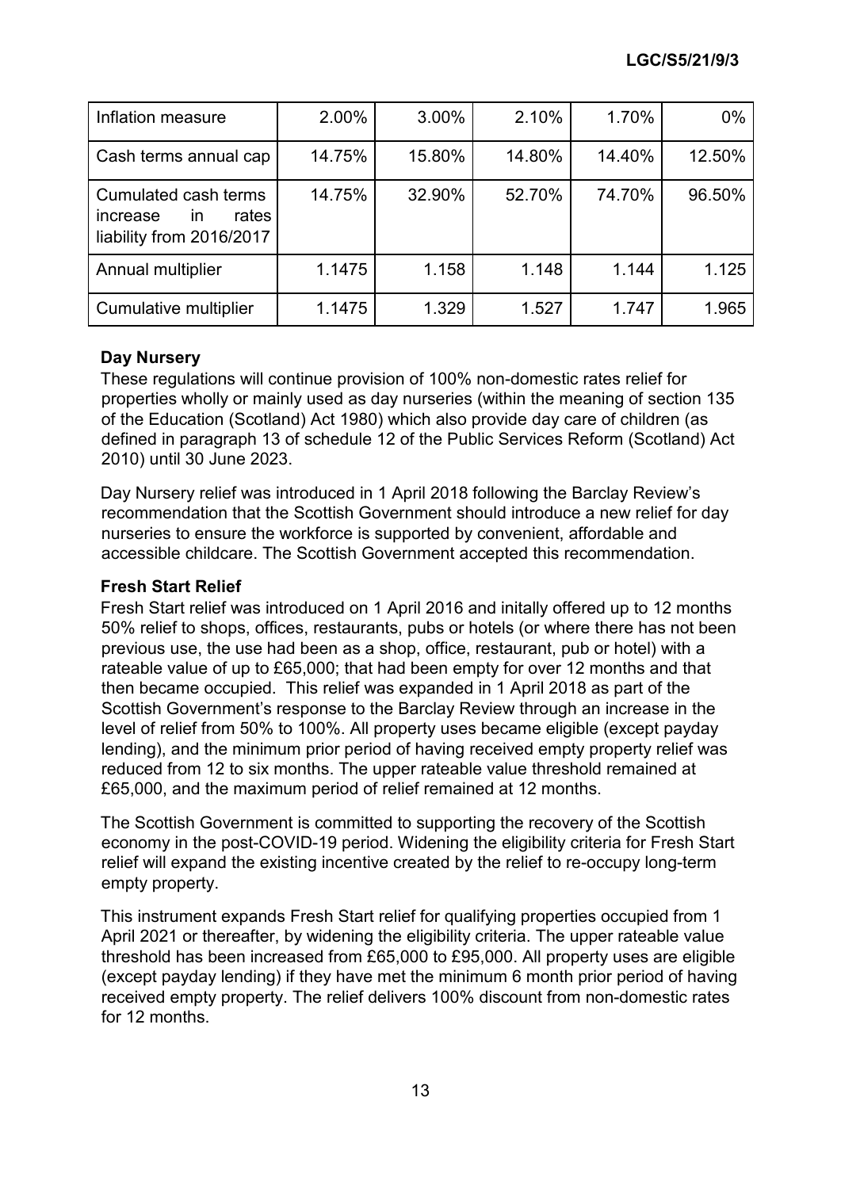| Inflation measure | 2.00% | 3.00% | 2.10% | 1.70% | 0% |
|---|---|---|---|---|---|
| Cash terms annual cap | 14.75% | 15.80% | 14.80% | 14.40% | 12.50% |
| Cumulated cash terms increase in rates liability from 2016/2017 | 14.75% | 32.90% | 52.70% | 74.70% | 96.50% |
| Annual multiplier | 1.1475 | 1.158 | 1.148 | 1.144 | 1.125 |
| Cumulative multiplier | 1.1475 | 1.329 | 1.527 | 1.747 | 1.965 |

**Day Nursery**

These regulations will continue provision of 100% non-domestic rates relief for properties wholly or mainly used as day nurseries (within the meaning of section 135 of the Education (Scotland) Act 1980) which also provide day care of children (as defined in paragraph 13 of schedule 12 of the Public Services Reform (Scotland) Act 2010) until 30 June 2023.

Day Nursery relief was introduced in 1 April 2018 following the Barclay Review's recommendation that the Scottish Government should introduce a new relief for day nurseries to ensure the workforce is supported by convenient, affordable and accessible childcare. The Scottish Government accepted this recommendation.

**Fresh Start Relief**

Fresh Start relief was introduced on 1 April 2016 and initally offered up to 12 months 50% relief to shops, offices, restaurants, pubs or hotels (or where there has not been previous use, the use had been as a shop, office, restaurant, pub or hotel) with a rateable value of up to £65,000; that had been empty for over 12 months and that then became occupied. This relief was expanded in 1 April 2018 as part of the Scottish Government's response to the Barclay Review through an increase in the level of relief from 50% to 100%. All property uses became eligible (except payday lending), and the minimum prior period of having received empty property relief was reduced from 12 to six months. The upper rateable value threshold remained at £65,000, and the maximum period of relief remained at 12 months.

The Scottish Government is committed to supporting the recovery of the Scottish economy in the post-COVID-19 period. Widening the eligibility criteria for Fresh Start relief will expand the existing incentive created by the relief to re-occupy long-term empty property.

This instrument expands Fresh Start relief for qualifying properties occupied from 1 April 2021 or thereafter, by widening the eligibility criteria. The upper rateable value threshold has been increased from £65,000 to £95,000. All property uses are eligible (except payday lending) if they have met the minimum 6 month prior period of having received empty property. The relief delivers 100% discount from non-domestic rates for 12 months.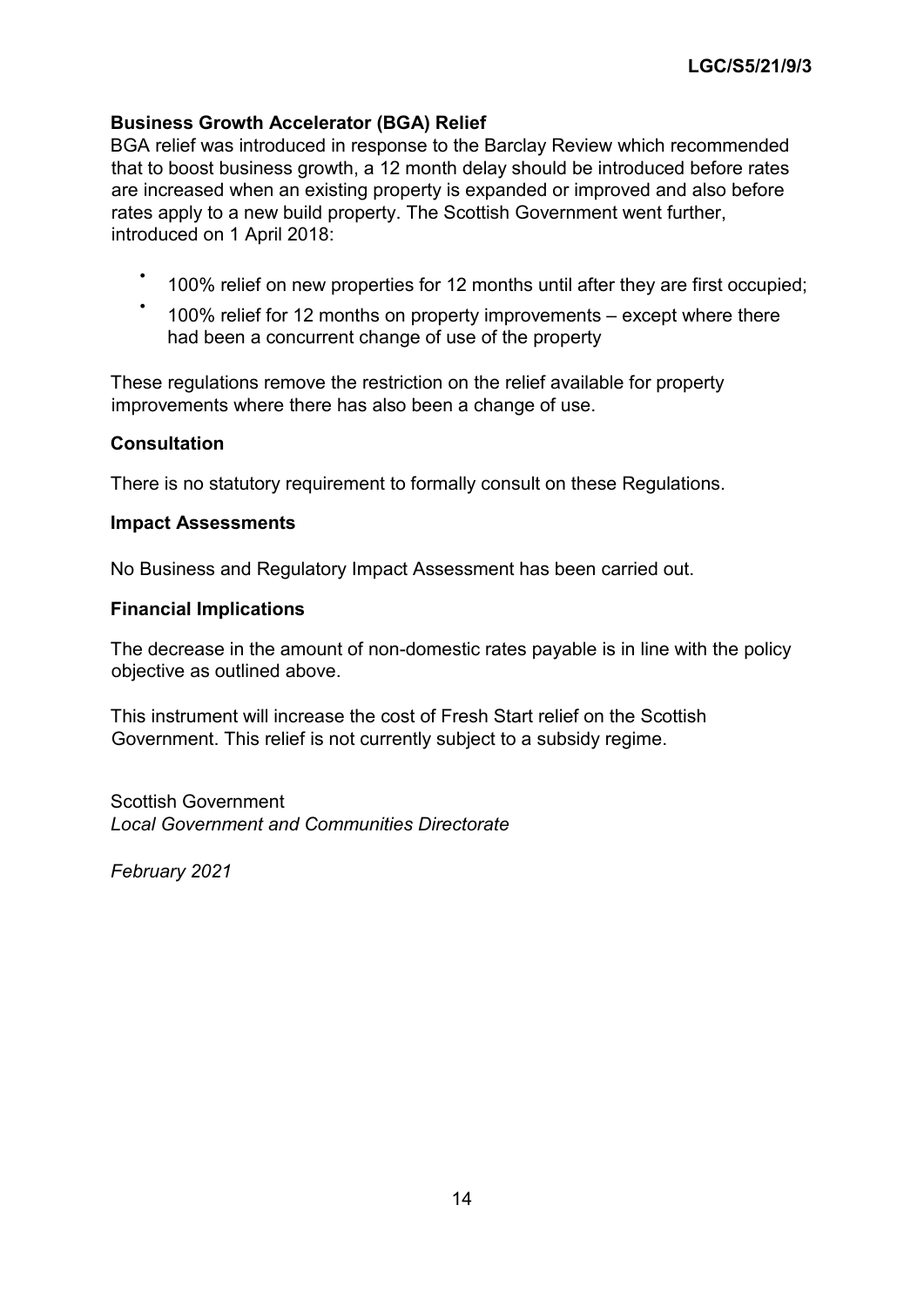**Business Growth Accelerator (BGA) Relief**

BGA relief was introduced in response to the Barclay Review which recommended that to boost business growth, a 12 month delay should be introduced before rates are increased when an existing property is expanded or improved and also before rates apply to a new build property. The Scottish Government went further, introduced on 1 April 2018:

- 100% relief on new properties for 12 months until after they are first occupied;
- 100% relief for 12 months on property improvements – except where there had been a concurrent change of use of the property

These regulations remove the restriction on the relief available for property improvements where there has also been a change of use.

**Consultation**

There is no statutory requirement to formally consult on these Regulations.

**Impact Assessments**

No Business and Regulatory Impact Assessment has been carried out.

**Financial Implications**

The decrease in the amount of non-domestic rates payable is in line with the policy objective as outlined above.

This instrument will increase the cost of Fresh Start relief on the Scottish Government. This relief is not currently subject to a subsidy regime.

Scottish Government
*Local Government and Communities Directorate*

*February 2021*